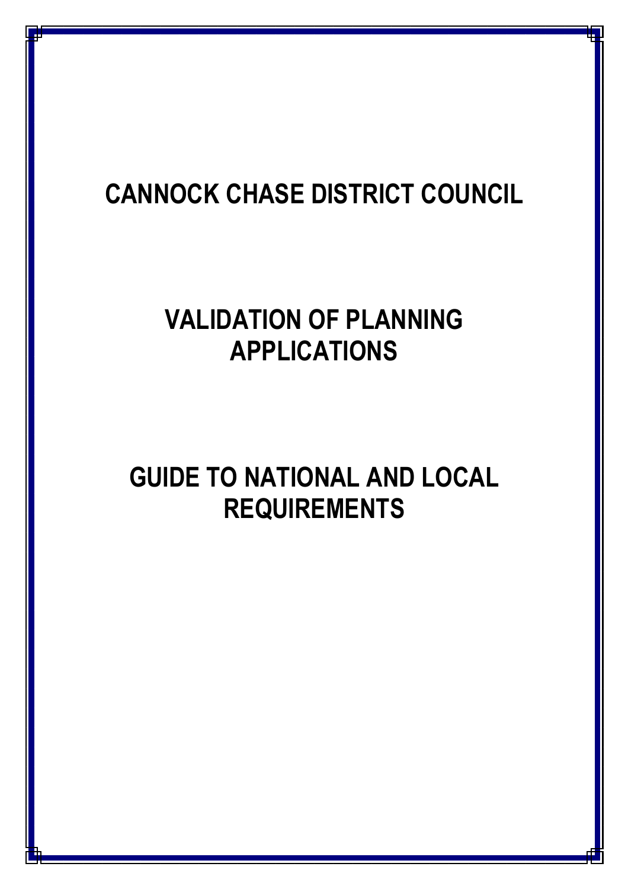# CANNOCK CHASE DISTRICT COUNCIL

# VALIDATION OF PLANNING APPLICATIONS

# GUIDE TO NATIONAL AND LOCAL REQUIREMENTS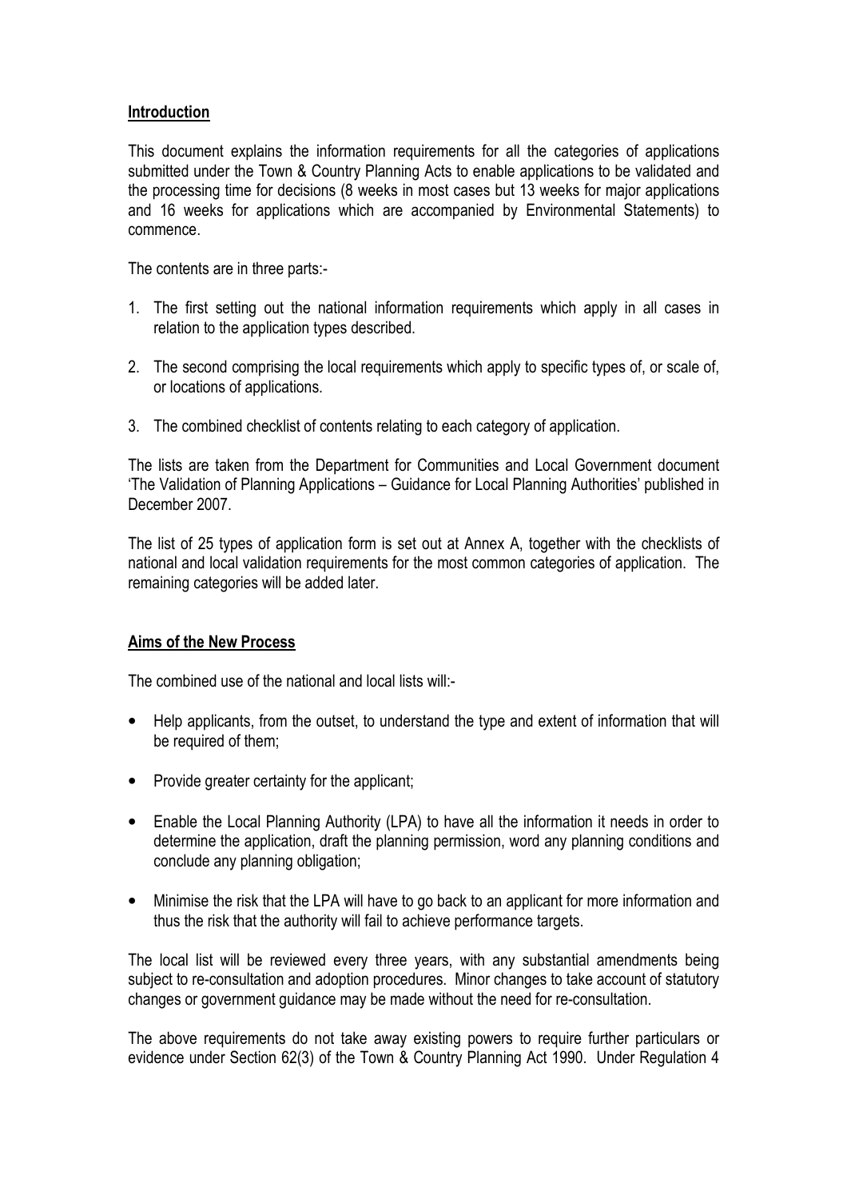## Introduction

This document explains the information requirements for all the categories of applications submitted under the Town & Country Planning Acts to enable applications to be validated and the processing time for decisions (8 weeks in most cases but 13 weeks for major applications and 16 weeks for applications which are accompanied by Environmental Statements) to commence.

The contents are in three parts:-

1. The first setting out the national information requirements which apply in all cases in relation to the application types described.
2. The second comprising the local requirements which apply to specific types of, or scale of, or locations of applications.
3. The combined checklist of contents relating to each category of application.

The lists are taken from the Department for Communities and Local Government document 'The Validation of Planning Applications – Guidance for Local Planning Authorities' published in December 2007.

The list of 25 types of application form is set out at Annex A, together with the checklists of national and local validation requirements for the most common categories of application. The remaining categories will be added later.

## Aims of the New Process

The combined use of the national and local lists will:-

- Help applicants, from the outset, to understand the type and extent of information that will be required of them;
- Provide greater certainty for the applicant;
- Enable the Local Planning Authority (LPA) to have all the information it needs in order to determine the application, draft the planning permission, word any planning conditions and conclude any planning obligation;
- Minimise the risk that the LPA will have to go back to an applicant for more information and thus the risk that the authority will fail to achieve performance targets.

The local list will be reviewed every three years, with any substantial amendments being subject to re-consultation and adoption procedures. Minor changes to take account of statutory changes or government guidance may be made without the need for re-consultation.

The above requirements do not take away existing powers to require further particulars or evidence under Section 62(3) of the Town & Country Planning Act 1990. Under Regulation 4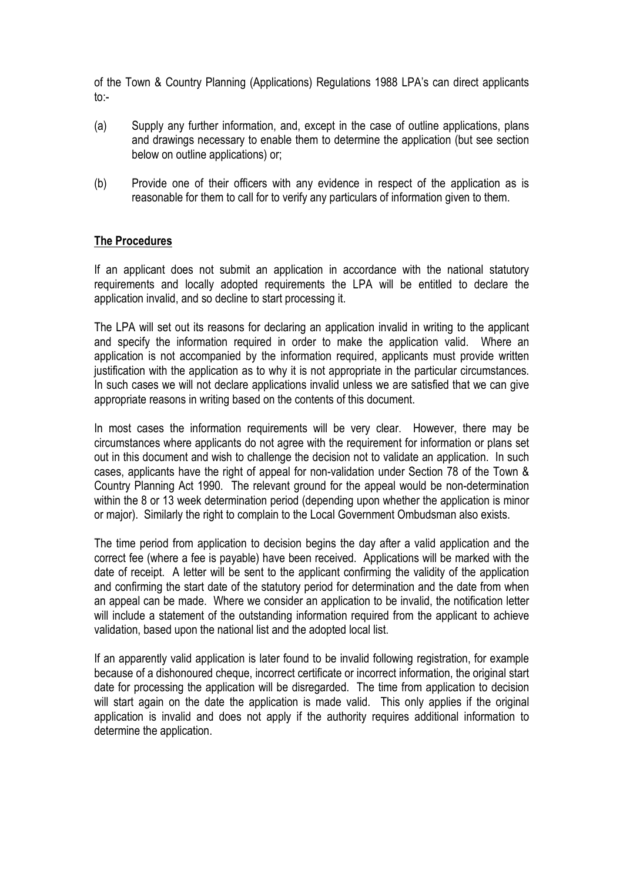of the Town & Country Planning (Applications) Regulations 1988 LPA's can direct applicants to:-

(a) Supply any further information, and, except in the case of outline applications, plans and drawings necessary to enable them to determine the application (but see section below on outline applications) or;

(b) Provide one of their officers with any evidence in respect of the application as is reasonable for them to call for to verify any particulars of information given to them.

## The Procedures

If an applicant does not submit an application in accordance with the national statutory requirements and locally adopted requirements the LPA will be entitled to declare the application invalid, and so decline to start processing it.

The LPA will set out its reasons for declaring an application invalid in writing to the applicant and specify the information required in order to make the application valid. Where an application is not accompanied by the information required, applicants must provide written justification with the application as to why it is not appropriate in the particular circumstances. In such cases we will not declare applications invalid unless we are satisfied that we can give appropriate reasons in writing based on the contents of this document.

In most cases the information requirements will be very clear. However, there may be circumstances where applicants do not agree with the requirement for information or plans set out in this document and wish to challenge the decision not to validate an application. In such cases, applicants have the right of appeal for non-validation under Section 78 of the Town & Country Planning Act 1990. The relevant ground for the appeal would be non-determination within the 8 or 13 week determination period (depending upon whether the application is minor or major). Similarly the right to complain to the Local Government Ombudsman also exists.

The time period from application to decision begins the day after a valid application and the correct fee (where a fee is payable) have been received. Applications will be marked with the date of receipt. A letter will be sent to the applicant confirming the validity of the application and confirming the start date of the statutory period for determination and the date from when an appeal can be made. Where we consider an application to be invalid, the notification letter will include a statement of the outstanding information required from the applicant to achieve validation, based upon the national list and the adopted local list.

If an apparently valid application is later found to be invalid following registration, for example because of a dishonoured cheque, incorrect certificate or incorrect information, the original start date for processing the application will be disregarded. The time from application to decision will start again on the date the application is made valid. This only applies if the original application is invalid and does not apply if the authority requires additional information to determine the application.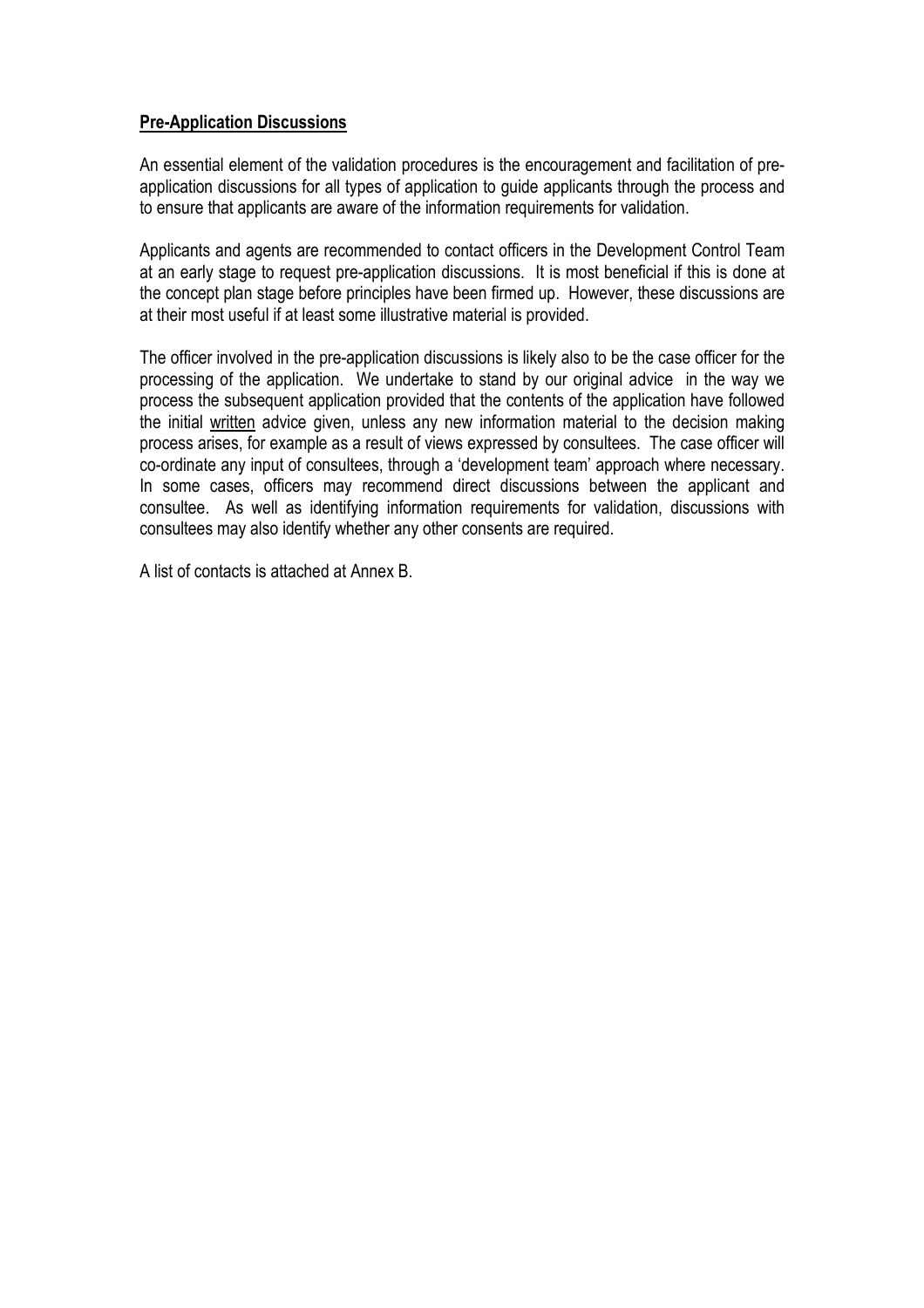## Pre-Application Discussions

An essential element of the validation procedures is the encouragement and facilitation of pre-application discussions for all types of application to guide applicants through the process and to ensure that applicants are aware of the information requirements for validation.

Applicants and agents are recommended to contact officers in the Development Control Team at an early stage to request pre-application discussions. It is most beneficial if this is done at the concept plan stage before principles have been firmed up. However, these discussions are at their most useful if at least some illustrative material is provided.

The officer involved in the pre-application discussions is likely also to be the case officer for the processing of the application. We undertake to stand by our original advice in the way we process the subsequent application provided that the contents of the application have followed the initial <u>written</u> advice given, unless any new information material to the decision making process arises, for example as a result of views expressed by consultees. The case officer will co-ordinate any input of consultees, through a 'development team' approach where necessary. In some cases, officers may recommend direct discussions between the applicant and consultee. As well as identifying information requirements for validation, discussions with consultees may also identify whether any other consents are required.

A list of contacts is attached at Annex B.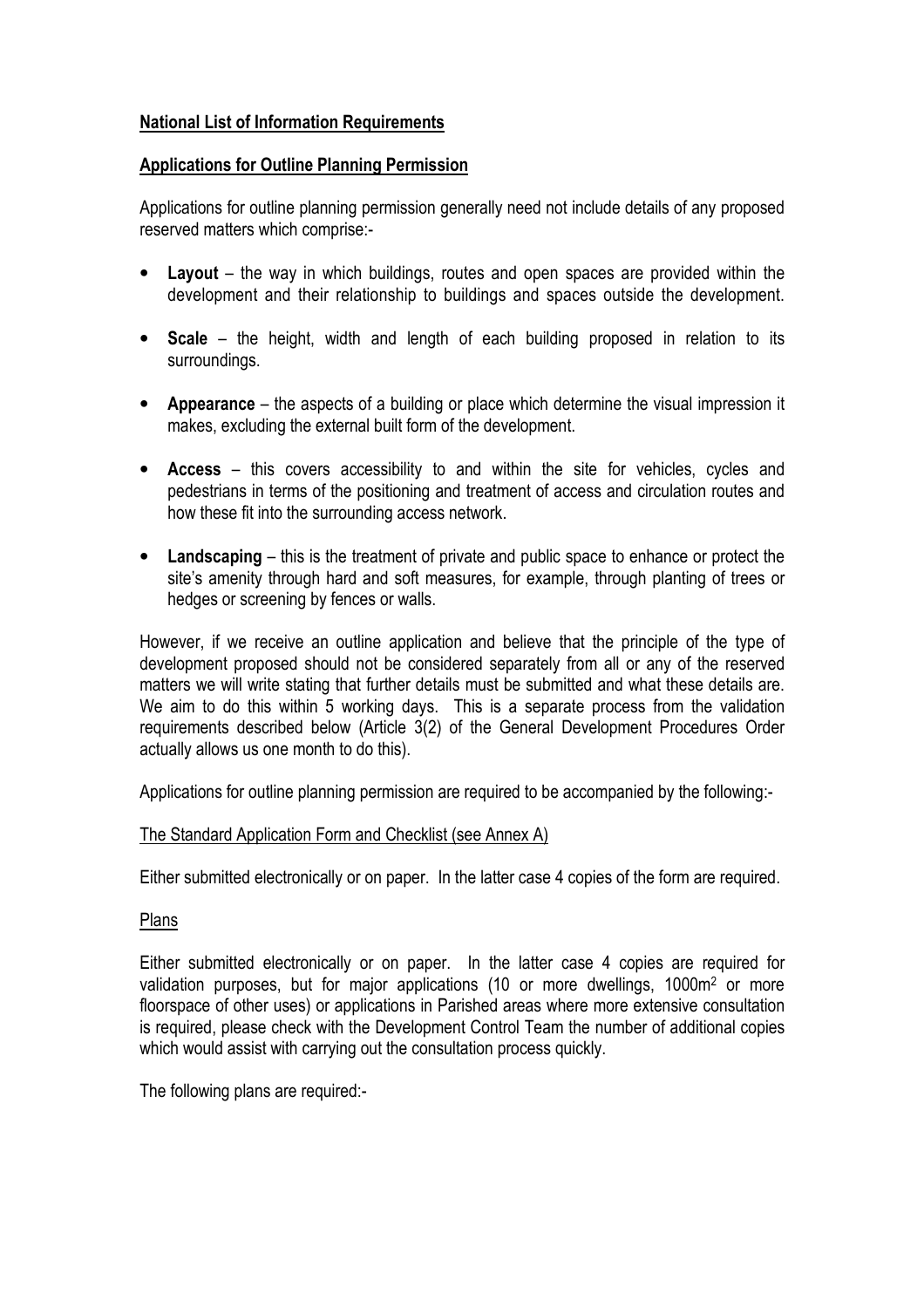## National List of Information Requirements

## Applications for Outline Planning Permission

Applications for outline planning permission generally need not include details of any proposed reserved matters which comprise:-

- **Layout** – the way in which buildings, routes and open spaces are provided within the development and their relationship to buildings and spaces outside the development.
- **Scale** – the height, width and length of each building proposed in relation to its surroundings.
- **Appearance** – the aspects of a building or place which determine the visual impression it makes, excluding the external built form of the development.
- **Access** – this covers accessibility to and within the site for vehicles, cycles and pedestrians in terms of the positioning and treatment of access and circulation routes and how these fit into the surrounding access network.
- **Landscaping** – this is the treatment of private and public space to enhance or protect the site's amenity through hard and soft measures, for example, through planting of trees or hedges or screening by fences or walls.

However, if we receive an outline application and believe that the principle of the type of development proposed should not be considered separately from all or any of the reserved matters we will write stating that further details must be submitted and what these details are. We aim to do this within 5 working days. This is a separate process from the validation requirements described below (Article 3(2) of the General Development Procedures Order actually allows us one month to do this).

Applications for outline planning permission are required to be accompanied by the following:-

The Standard Application Form and Checklist (see Annex A)

Either submitted electronically or on paper. In the latter case 4 copies of the form are required.

Plans

Either submitted electronically or on paper. In the latter case 4 copies are required for validation purposes, but for major applications (10 or more dwellings, 1000m$^2$ or more floorspace of other uses) or applications in Parished areas where more extensive consultation is required, please check with the Development Control Team the number of additional copies which would assist with carrying out the consultation process quickly.

The following plans are required:-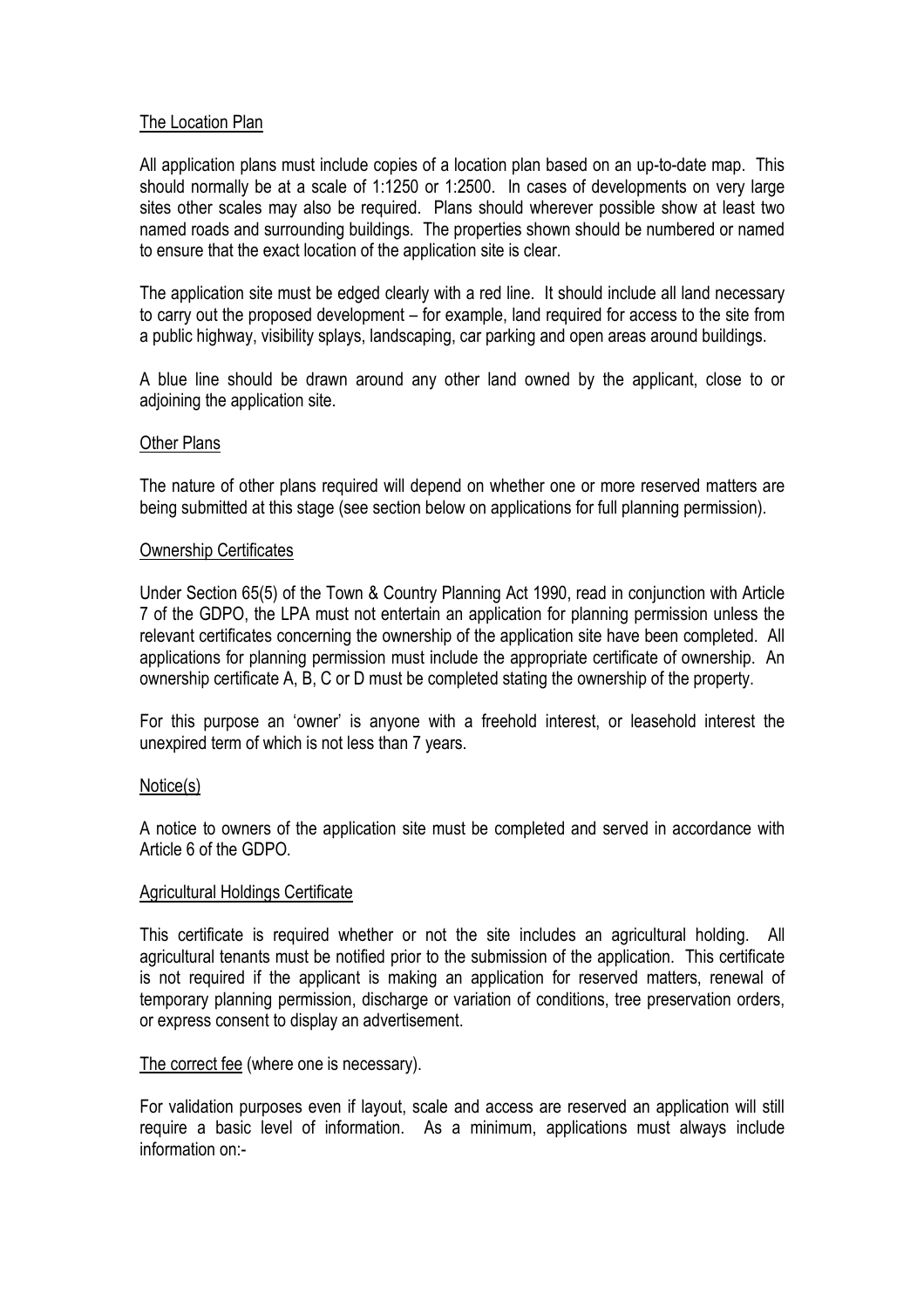## The Location Plan

All application plans must include copies of a location plan based on an up-to-date map. This should normally be at a scale of 1:1250 or 1:2500. In cases of developments on very large sites other scales may also be required. Plans should wherever possible show at least two named roads and surrounding buildings. The properties shown should be numbered or named to ensure that the exact location of the application site is clear.

The application site must be edged clearly with a red line. It should include all land necessary to carry out the proposed development – for example, land required for access to the site from a public highway, visibility splays, landscaping, car parking and open areas around buildings.

A blue line should be drawn around any other land owned by the applicant, close to or adjoining the application site.

## Other Plans

The nature of other plans required will depend on whether one or more reserved matters are being submitted at this stage (see section below on applications for full planning permission).

## Ownership Certificates

Under Section 65(5) of the Town & Country Planning Act 1990, read in conjunction with Article 7 of the GDPO, the LPA must not entertain an application for planning permission unless the relevant certificates concerning the ownership of the application site have been completed. All applications for planning permission must include the appropriate certificate of ownership. An ownership certificate A, B, C or D must be completed stating the ownership of the property.

For this purpose an 'owner' is anyone with a freehold interest, or leasehold interest the unexpired term of which is not less than 7 years.

## Notice(s)

A notice to owners of the application site must be completed and served in accordance with Article 6 of the GDPO.

## Agricultural Holdings Certificate

This certificate is required whether or not the site includes an agricultural holding. All agricultural tenants must be notified prior to the submission of the application. This certificate is not required if the applicant is making an application for reserved matters, renewal of temporary planning permission, discharge or variation of conditions, tree preservation orders, or express consent to display an advertisement.

The correct fee (where one is necessary).

For validation purposes even if layout, scale and access are reserved an application will still require a basic level of information. As a minimum, applications must always include information on:-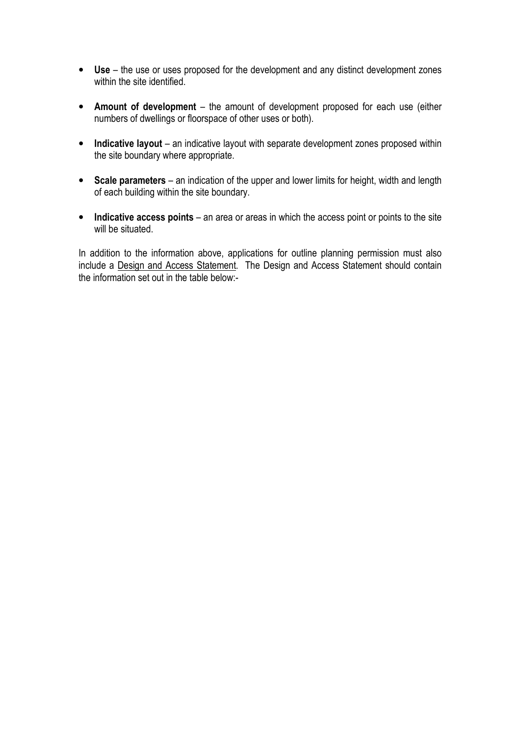- **Use** – the use or uses proposed for the development and any distinct development zones within the site identified.

- **Amount of development** – the amount of development proposed for each use (either numbers of dwellings or floorspace of other uses or both).

- **Indicative layout** – an indicative layout with separate development zones proposed within the site boundary where appropriate.

- **Scale parameters** – an indication of the upper and lower limits for height, width and length of each building within the site boundary.

- **Indicative access points** – an area or areas in which the access point or points to the site will be situated.

In addition to the information above, applications for outline planning permission must also include a Design and Access Statement. The Design and Access Statement should contain the information set out in the table below:-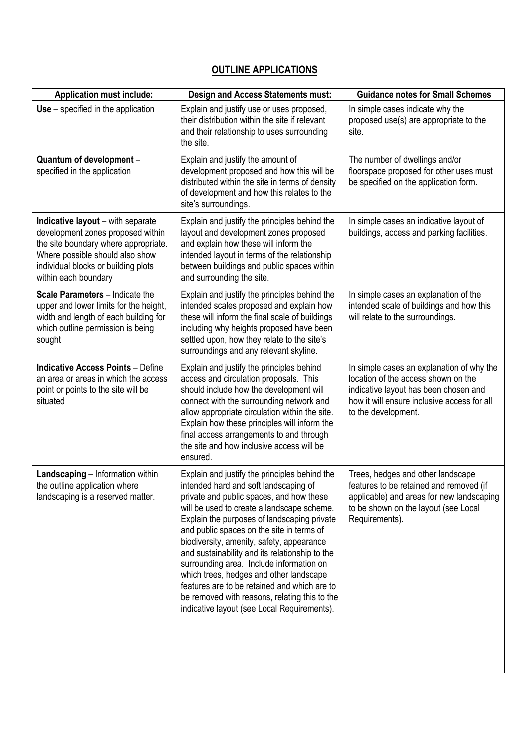## OUTLINE APPLICATIONS

| Application must include: | Design and Access Statements must: | Guidance notes for Small Schemes |
|---|---|---|
| **Use** – specified in the application | Explain and justify use or uses proposed, their distribution within the site if relevant and their relationship to uses surrounding the site. | In simple cases indicate why the proposed use(s) are appropriate to the site. |
| **Quantum of development** – specified in the application | Explain and justify the amount of development proposed and how this will be distributed within the site in terms of density of development and how this relates to the site's surroundings. | The number of dwellings and/or floorspace proposed for other uses must be specified on the application form. |
| **Indicative layout** – with separate development zones proposed within the site boundary where appropriate. Where possible should also show individual blocks or building plots within each boundary | Explain and justify the principles behind the layout and development zones proposed and explain how these will inform the intended layout in terms of the relationship between buildings and public spaces within and surrounding the site. | In simple cases an indicative layout of buildings, access and parking facilities. |
| **Scale Parameters** – Indicate the upper and lower limits for the height, width and length of each building for which outline permission is being sought | Explain and justify the principles behind the intended scales proposed and explain how these will inform the final scale of buildings including why heights proposed have been settled upon, how they relate to the site's surroundings and any relevant skyline. | In simple cases an explanation of the intended scale of buildings and how this will relate to the surroundings. |
| **Indicative Access Points** – Define an area or areas in which the access point or points to the site will be situated | Explain and justify the principles behind access and circulation proposals. This should include how the development will connect with the surrounding network and allow appropriate circulation within the site. Explain how these principles will inform the final access arrangements to and through the site and how inclusive access will be ensured. | In simple cases an explanation of why the location of the access shown on the indicative layout has been chosen and how it will ensure inclusive access for all to the development. |
| **Landscaping** – Information within the outline application where landscaping is a reserved matter. | Explain and justify the principles behind the intended hard and soft landscaping of private and public spaces, and how these will be used to create a landscape scheme. Explain the purposes of landscaping private and public spaces on the site in terms of biodiversity, amenity, safety, appearance and sustainability and its relationship to the surrounding area. Include information on which trees, hedges and other landscape features are to be retained and which are to be removed with reasons, relating this to the indicative layout (see Local Requirements). | Trees, hedges and other landscape features to be retained and removed (if applicable) and areas for new landscaping to be shown on the layout (see Local Requirements). |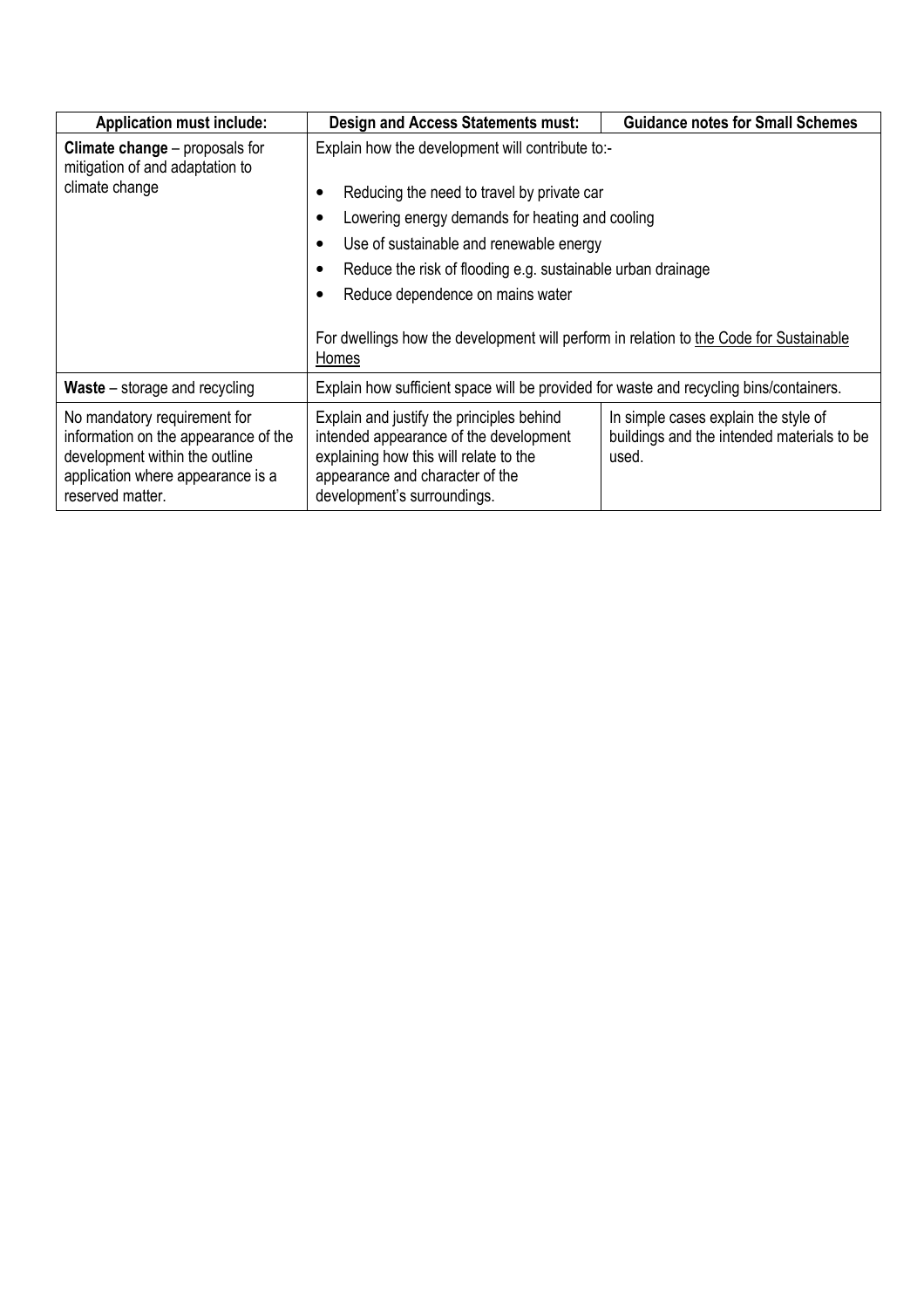| Application must include: | Design and Access Statements must: | Guidance notes for Small Schemes |
| --- | --- | --- |
| **Climate change** – proposals for mitigation of and adaptation to climate change | Explain how the development will contribute to:-<br>• Reducing the need to travel by private car<br>• Lowering energy demands for heating and cooling<br>• Use of sustainable and renewable energy<br>• Reduce the risk of flooding e.g. sustainable urban drainage<br>• Reduce dependence on mains water<br><br>For dwellings how the development will perform in relation to the Code for Sustainable Homes | |
| **Waste** – storage and recycling | Explain how sufficient space will be provided for waste and recycling bins/containers. | |
| No mandatory requirement for information on the appearance of the development within the outline application where appearance is a reserved matter. | Explain and justify the principles behind intended appearance of the development explaining how this will relate to the appearance and character of the development's surroundings. | In simple cases explain the style of buildings and the intended materials to be used. |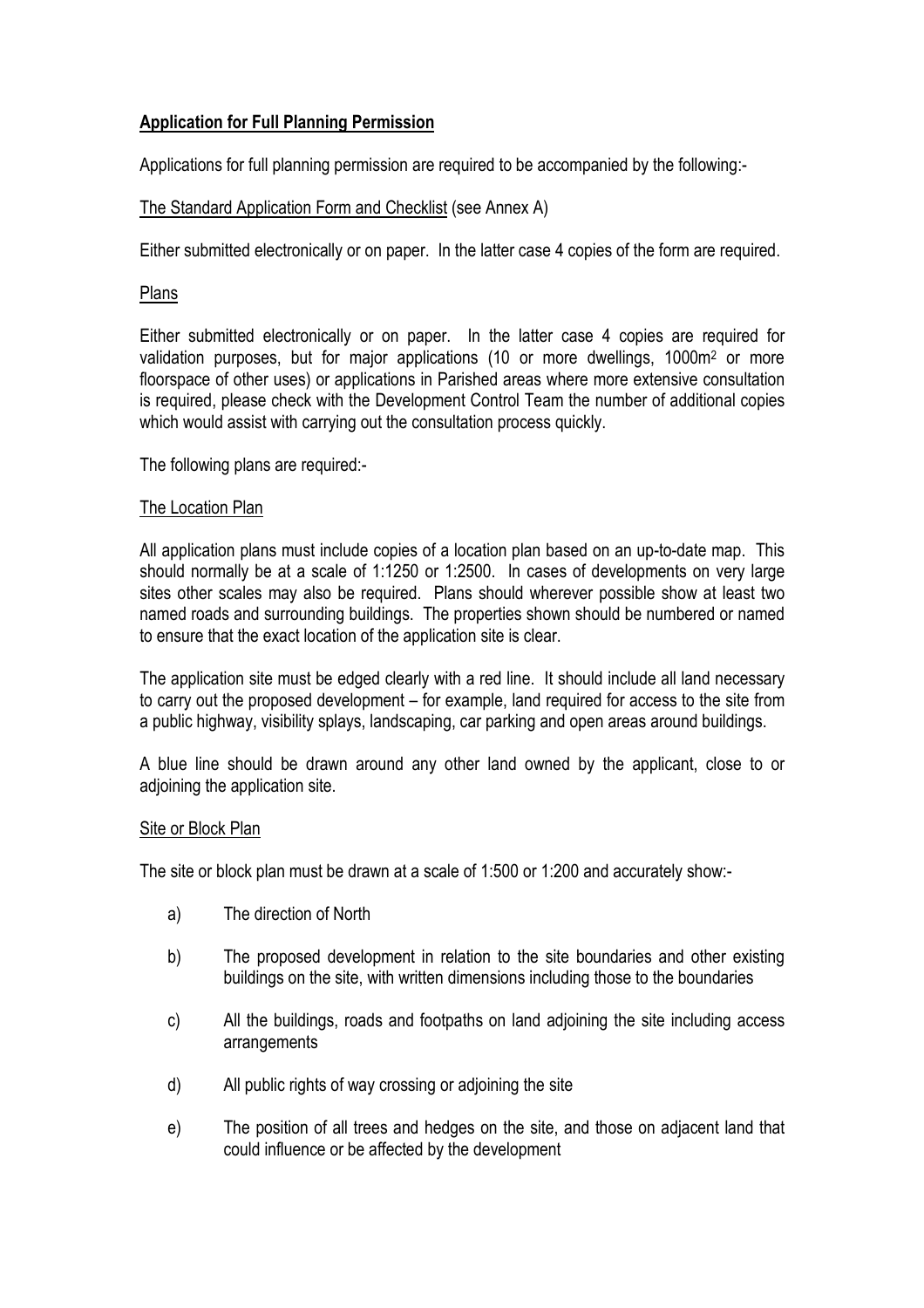## **Application for Full Planning Permission**

Applications for full planning permission are required to be accompanied by the following:-

The Standard Application Form and Checklist (see Annex A)

Either submitted electronically or on paper. In the latter case 4 copies of the form are required.

### Plans

Either submitted electronically or on paper. In the latter case 4 copies are required for validation purposes, but for major applications (10 or more dwellings, 1000m$^2$ or more floorspace of other uses) or applications in Parished areas where more extensive consultation is required, please check with the Development Control Team the number of additional copies which would assist with carrying out the consultation process quickly.

The following plans are required:-

### The Location Plan

All application plans must include copies of a location plan based on an up-to-date map. This should normally be at a scale of 1:1250 or 1:2500. In cases of developments on very large sites other scales may also be required. Plans should wherever possible show at least two named roads and surrounding buildings. The properties shown should be numbered or named to ensure that the exact location of the application site is clear.

The application site must be edged clearly with a red line. It should include all land necessary to carry out the proposed development – for example, land required for access to the site from a public highway, visibility splays, landscaping, car parking and open areas around buildings.

A blue line should be drawn around any other land owned by the applicant, close to or adjoining the application site.

### Site or Block Plan

The site or block plan must be drawn at a scale of 1:500 or 1:200 and accurately show:-

a) The direction of North

b) The proposed development in relation to the site boundaries and other existing buildings on the site, with written dimensions including those to the boundaries

c) All the buildings, roads and footpaths on land adjoining the site including access arrangements

d) All public rights of way crossing or adjoining the site

e) The position of all trees and hedges on the site, and those on adjacent land that could influence or be affected by the development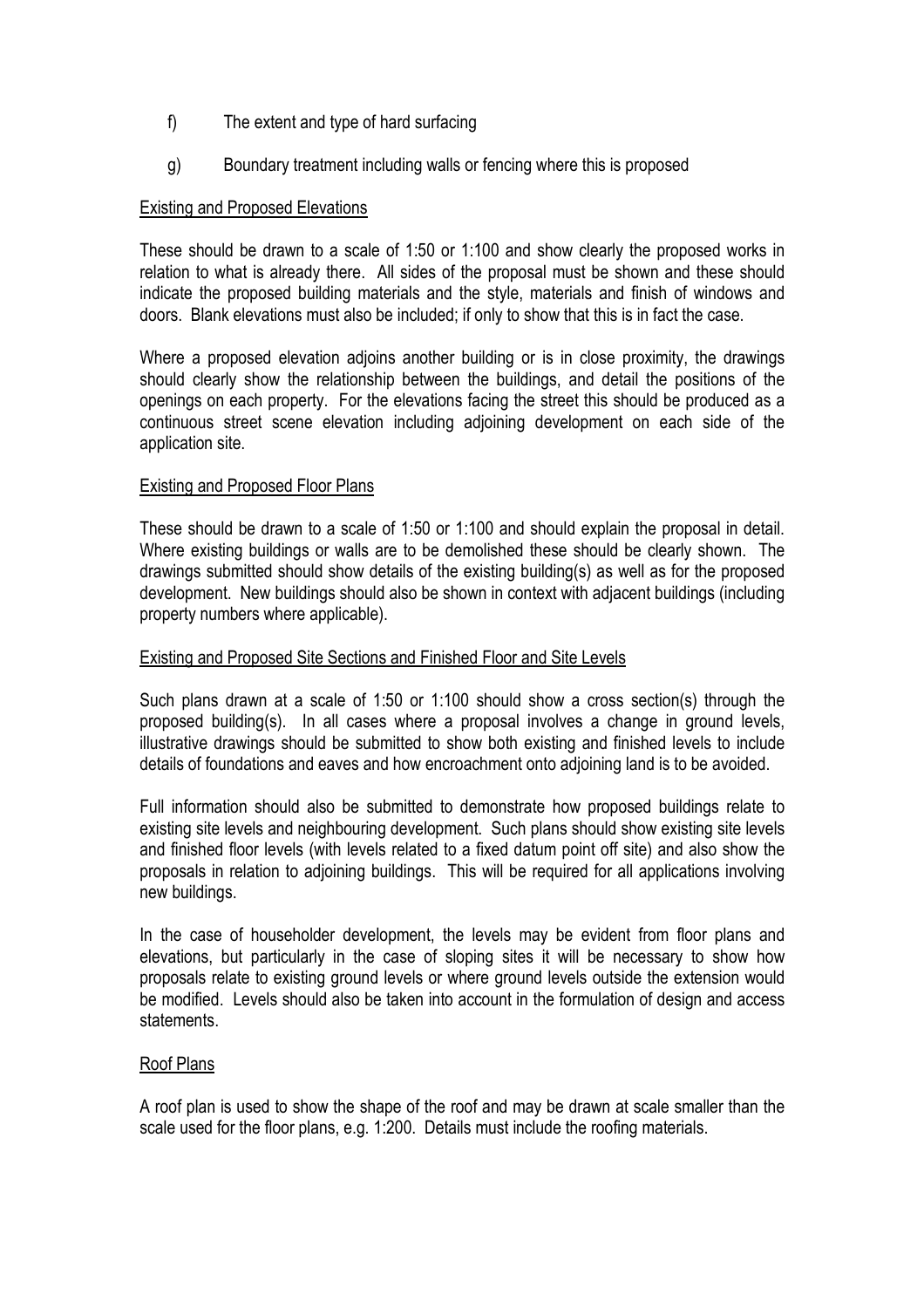f) The extent and type of hard surfacing

g) Boundary treatment including walls or fencing where this is proposed

<u>Existing and Proposed Elevations</u>

These should be drawn to a scale of 1:50 or 1:100 and show clearly the proposed works in relation to what is already there. All sides of the proposal must be shown and these should indicate the proposed building materials and the style, materials and finish of windows and doors. Blank elevations must also be included; if only to show that this is in fact the case.

Where a proposed elevation adjoins another building or is in close proximity, the drawings should clearly show the relationship between the buildings, and detail the positions of the openings on each property. For the elevations facing the street this should be produced as a continuous street scene elevation including adjoining development on each side of the application site.

<u>Existing and Proposed Floor Plans</u>

These should be drawn to a scale of 1:50 or 1:100 and should explain the proposal in detail. Where existing buildings or walls are to be demolished these should be clearly shown. The drawings submitted should show details of the existing building(s) as well as for the proposed development. New buildings should also be shown in context with adjacent buildings (including property numbers where applicable).

<u>Existing and Proposed Site Sections and Finished Floor and Site Levels</u>

Such plans drawn at a scale of 1:50 or 1:100 should show a cross section(s) through the proposed building(s). In all cases where a proposal involves a change in ground levels, illustrative drawings should be submitted to show both existing and finished levels to include details of foundations and eaves and how encroachment onto adjoining land is to be avoided.

Full information should also be submitted to demonstrate how proposed buildings relate to existing site levels and neighbouring development. Such plans should show existing site levels and finished floor levels (with levels related to a fixed datum point off site) and also show the proposals in relation to adjoining buildings. This will be required for all applications involving new buildings.

In the case of householder development, the levels may be evident from floor plans and elevations, but particularly in the case of sloping sites it will be necessary to show how proposals relate to existing ground levels or where ground levels outside the extension would be modified. Levels should also be taken into account in the formulation of design and access statements.

<u>Roof Plans</u>

A roof plan is used to show the shape of the roof and may be drawn at scale smaller than the scale used for the floor plans, e.g. 1:200. Details must include the roofing materials.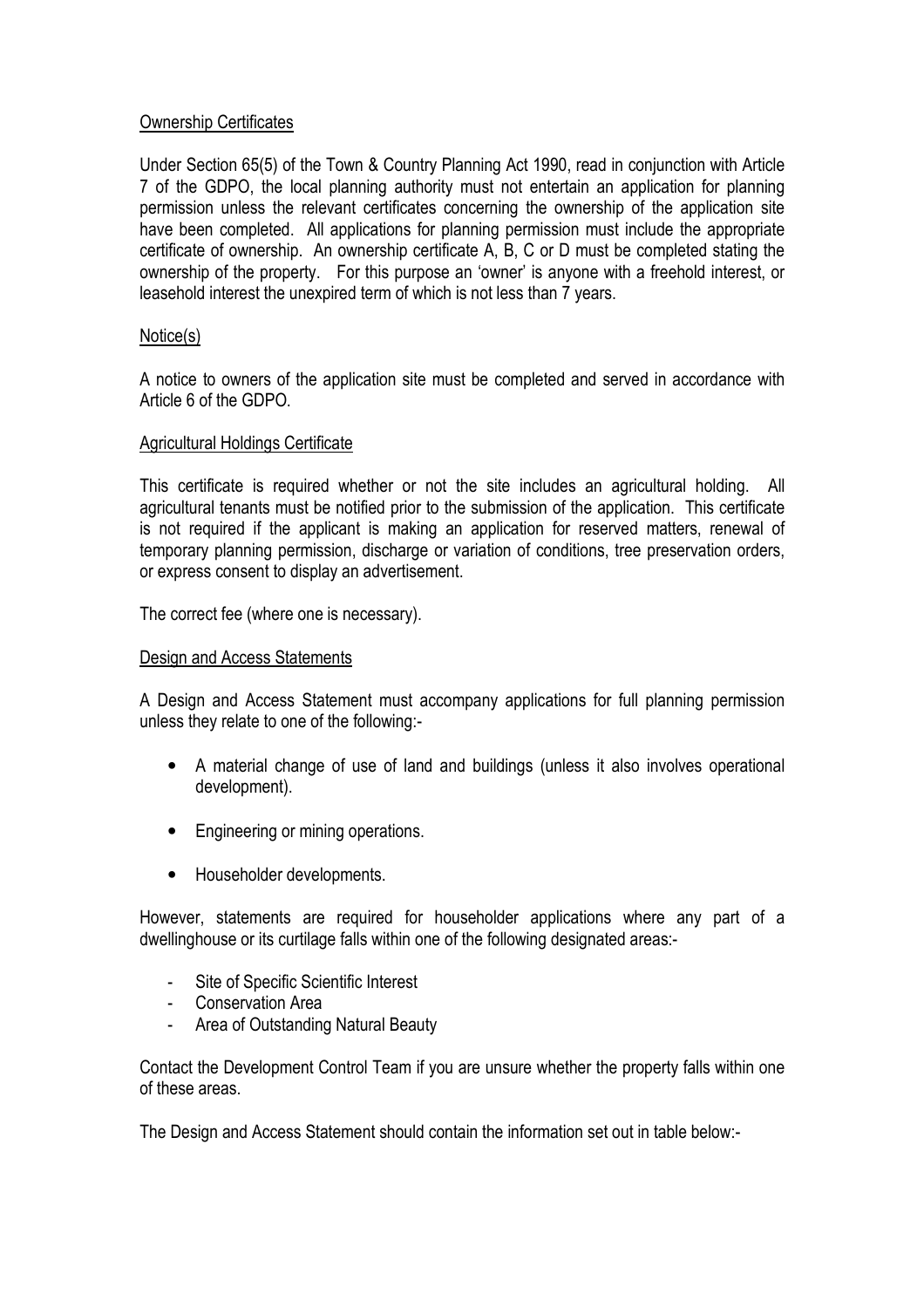Ownership Certificates

Under Section 65(5) of the Town & Country Planning Act 1990, read in conjunction with Article 7 of the GDPO, the local planning authority must not entertain an application for planning permission unless the relevant certificates concerning the ownership of the application site have been completed. All applications for planning permission must include the appropriate certificate of ownership. An ownership certificate A, B, C or D must be completed stating the ownership of the property. For this purpose an 'owner' is anyone with a freehold interest, or leasehold interest the unexpired term of which is not less than 7 years.

Notice(s)

A notice to owners of the application site must be completed and served in accordance with Article 6 of the GDPO.

Agricultural Holdings Certificate

This certificate is required whether or not the site includes an agricultural holding. All agricultural tenants must be notified prior to the submission of the application. This certificate is not required if the applicant is making an application for reserved matters, renewal of temporary planning permission, discharge or variation of conditions, tree preservation orders, or express consent to display an advertisement.

The correct fee (where one is necessary).

Design and Access Statements

A Design and Access Statement must accompany applications for full planning permission unless they relate to one of the following:-

- A material change of use of land and buildings (unless it also involves operational development).
- Engineering or mining operations.
- Householder developments.

However, statements are required for householder applications where any part of a dwellinghouse or its curtilage falls within one of the following designated areas:-

- Site of Specific Scientific Interest
- Conservation Area
- Area of Outstanding Natural Beauty

Contact the Development Control Team if you are unsure whether the property falls within one of these areas.

The Design and Access Statement should contain the information set out in table below:-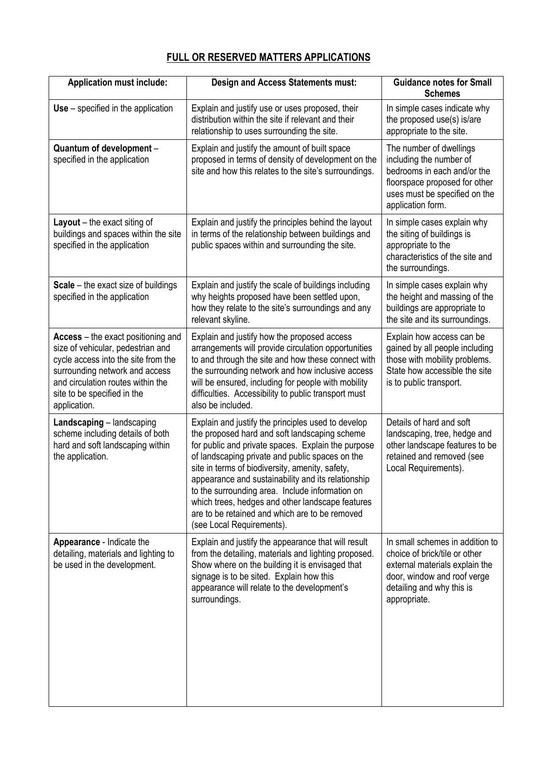## FULL OR RESERVED MATTERS APPLICATIONS

| Application must include: | Design and Access Statements must: | Guidance notes for Small Schemes |
|---|---|---|
| **Use** – specified in the application | Explain and justify use or uses proposed, their distribution within the site if relevant and their relationship to uses surrounding the site. | In simple cases indicate why the proposed use(s) is/are appropriate to the site. |
| **Quantum of development** – specified in the application | Explain and justify the amount of built space proposed in terms of density of development on the site and how this relates to the site's surroundings. | The number of dwellings including the number of bedrooms in each and/or the floorspace proposed for other uses must be specified on the application form. |
| **Layout** – the exact siting of buildings and spaces within the site specified in the application | Explain and justify the principles behind the layout in terms of the relationship between buildings and public spaces within and surrounding the site. | In simple cases explain why the siting of buildings is appropriate to the characteristics of the site and the surroundings. |
| **Scale** – the exact size of buildings specified in the application | Explain and justify the scale of buildings including why heights proposed have been settled upon, how they relate to the site's surroundings and any relevant skyline. | In simple cases explain why the height and massing of the buildings are appropriate to the site and its surroundings. |
| **Access** – the exact positioning and size of vehicular, pedestrian and cycle access into the site from the surrounding network and access and circulation routes within the site to be specified in the application. | Explain and justify how the proposed access arrangements will provide circulation opportunities to and through the site and how these connect with the surrounding network and how inclusive access will be ensured, including for people with mobility difficulties. Accessibility to public transport must also be included. | Explain how access can be gained by all people including those with mobility problems. State how accessible the site is to public transport. |
| **Landscaping** – landscaping scheme including details of both hard and soft landscaping within the application. | Explain and justify the principles used to develop the proposed hard and soft landscaping scheme for public and private spaces. Explain the purpose of landscaping private and public spaces on the site in terms of biodiversity, amenity, safety, appearance and sustainability and its relationship to the surrounding area. Include information on which trees, hedges and other landscape features are to be retained and which are to be removed (see Local Requirements). | Details of hard and soft landscaping, tree, hedge and other landscape features to be retained and removed (see Local Requirements). |
| **Appearance** - Indicate the detailing, materials and lighting to be used in the development. | Explain and justify the appearance that will result from the detailing, materials and lighting proposed. Show where on the building it is envisaged that signage is to be sited. Explain how this appearance will relate to the development's surroundings. | In small schemes in addition to choice of brick/tile or other external materials explain the door, window and roof verge detailing and why this is appropriate. |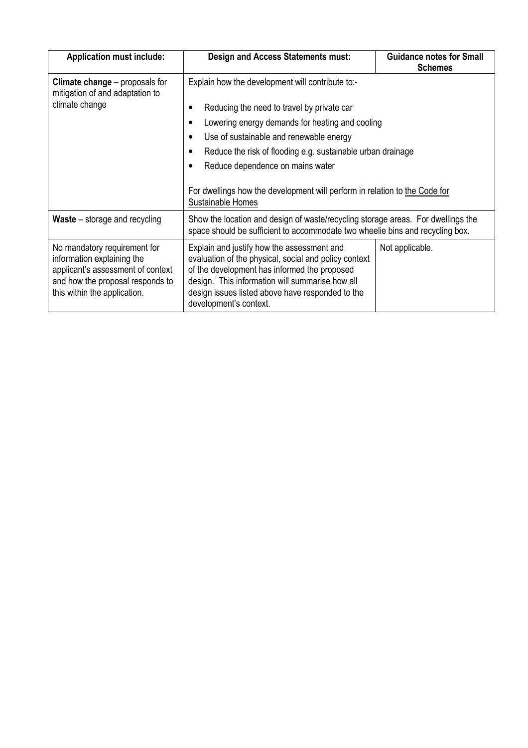| Application must include: | Design and Access Statements must: | Guidance notes for Small Schemes |
|---|---|---|
| **Climate change** – proposals for mitigation of and adaptation to climate change | Explain how the development will contribute to:-<br><br>• Reducing the need to travel by private car<br>• Lowering energy demands for heating and cooling<br>• Use of sustainable and renewable energy<br>• Reduce the risk of flooding e.g. sustainable urban drainage<br>• Reduce dependence on mains water<br><br>For dwellings how the development will perform in relation to the Code for Sustainable Homes | |
| **Waste** – storage and recycling | Show the location and design of waste/recycling storage areas. For dwellings the space should be sufficient to accommodate two wheelie bins and recycling box. | |
| No mandatory requirement for information explaining the applicant's assessment of context and how the proposal responds to this within the application. | Explain and justify how the assessment and evaluation of the physical, social and policy context of the development has informed the proposed design. This information will summarise how all design issues listed above have responded to the development's context. | Not applicable. |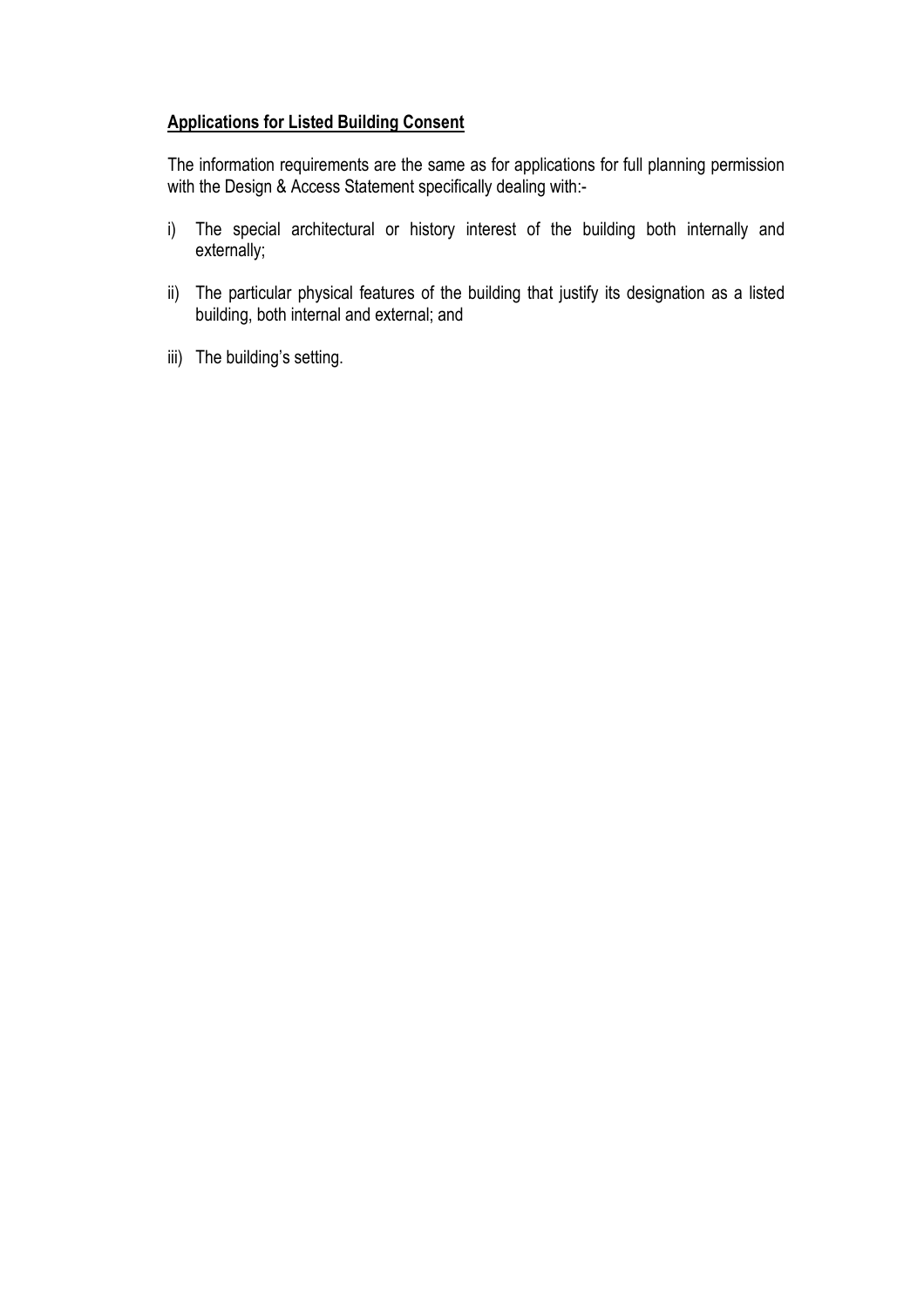**Applications for Listed Building Consent**

The information requirements are the same as for applications for full planning permission with the Design & Access Statement specifically dealing with:-

i) The special architectural or history interest of the building both internally and externally;

ii) The particular physical features of the building that justify its designation as a listed building, both internal and external; and

iii) The building's setting.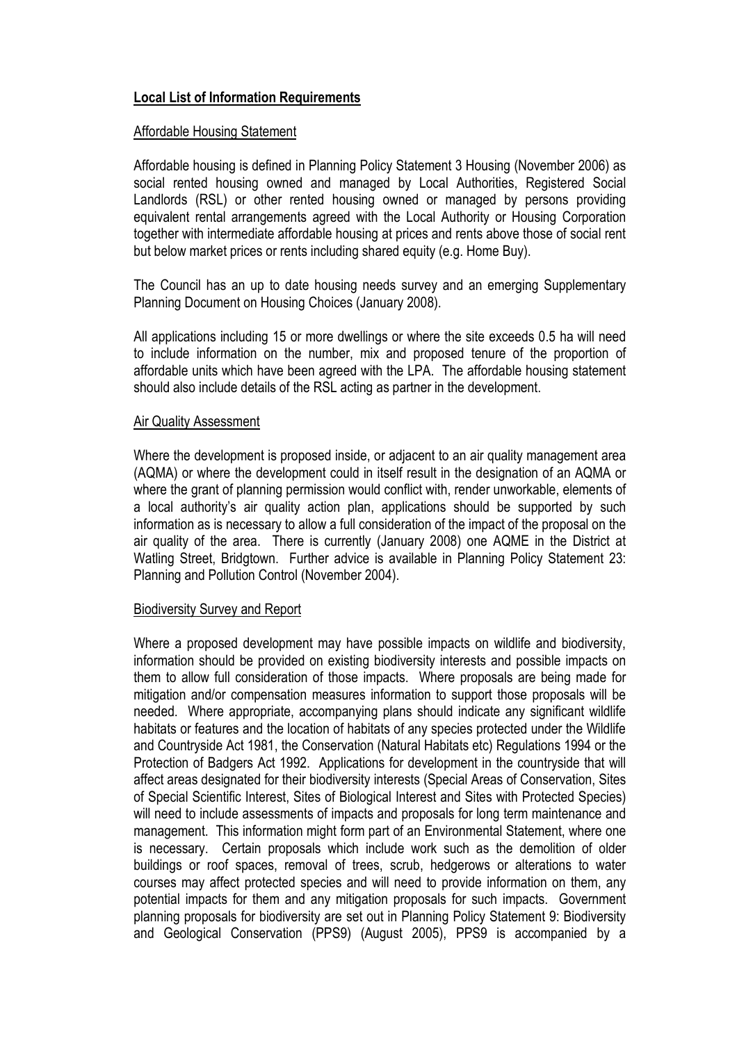## **Local List of Information Requirements**

### Affordable Housing Statement

Affordable housing is defined in Planning Policy Statement 3 Housing (November 2006) as social rented housing owned and managed by Local Authorities, Registered Social Landlords (RSL) or other rented housing owned or managed by persons providing equivalent rental arrangements agreed with the Local Authority or Housing Corporation together with intermediate affordable housing at prices and rents above those of social rent but below market prices or rents including shared equity (e.g. Home Buy).

The Council has an up to date housing needs survey and an emerging Supplementary Planning Document on Housing Choices (January 2008).

All applications including 15 or more dwellings or where the site exceeds 0.5 ha will need to include information on the number, mix and proposed tenure of the proportion of affordable units which have been agreed with the LPA. The affordable housing statement should also include details of the RSL acting as partner in the development.

### Air Quality Assessment

Where the development is proposed inside, or adjacent to an air quality management area (AQMA) or where the development could in itself result in the designation of an AQMA or where the grant of planning permission would conflict with, render unworkable, elements of a local authority's air quality action plan, applications should be supported by such information as is necessary to allow a full consideration of the impact of the proposal on the air quality of the area. There is currently (January 2008) one AQME in the District at Watling Street, Bridgtown. Further advice is available in Planning Policy Statement 23: Planning and Pollution Control (November 2004).

### Biodiversity Survey and Report

Where a proposed development may have possible impacts on wildlife and biodiversity, information should be provided on existing biodiversity interests and possible impacts on them to allow full consideration of those impacts. Where proposals are being made for mitigation and/or compensation measures information to support those proposals will be needed. Where appropriate, accompanying plans should indicate any significant wildlife habitats or features and the location of habitats of any species protected under the Wildlife and Countryside Act 1981, the Conservation (Natural Habitats etc) Regulations 1994 or the Protection of Badgers Act 1992. Applications for development in the countryside that will affect areas designated for their biodiversity interests (Special Areas of Conservation, Sites of Special Scientific Interest, Sites of Biological Interest and Sites with Protected Species) will need to include assessments of impacts and proposals for long term maintenance and management. This information might form part of an Environmental Statement, where one is necessary. Certain proposals which include work such as the demolition of older buildings or roof spaces, removal of trees, scrub, hedgerows or alterations to water courses may affect protected species and will need to provide information on them, any potential impacts for them and any mitigation proposals for such impacts. Government planning proposals for biodiversity are set out in Planning Policy Statement 9: Biodiversity and Geological Conservation (PPS9) (August 2005), PPS9 is accompanied by a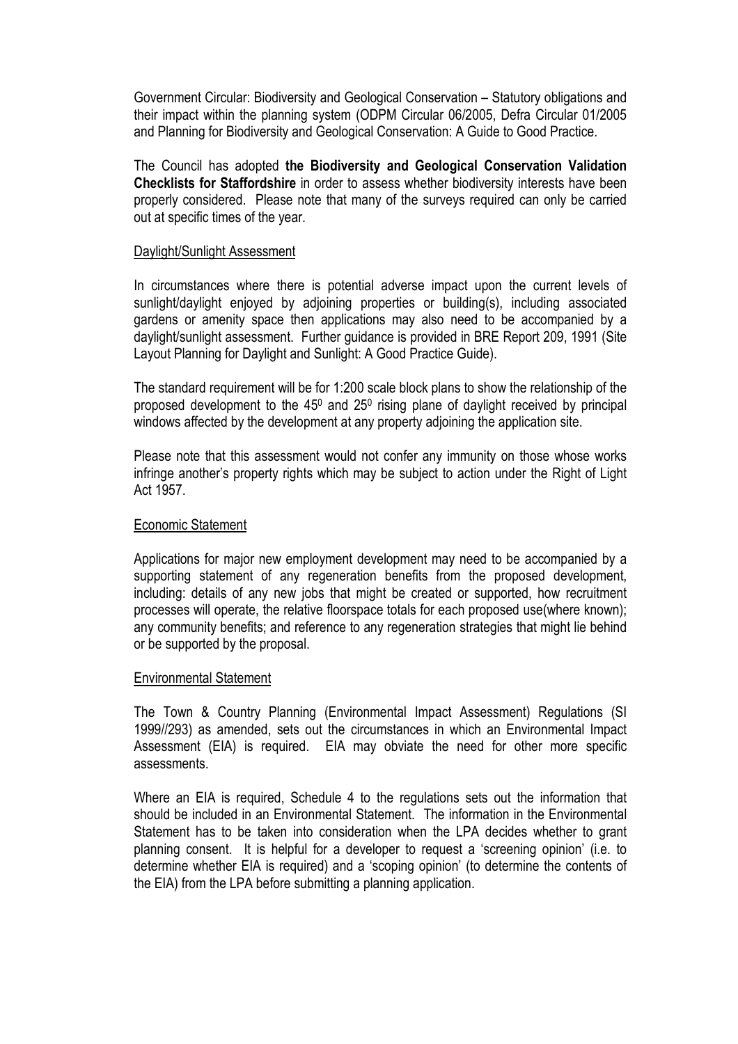Government Circular: Biodiversity and Geological Conservation – Statutory obligations and their impact within the planning system (ODPM Circular 06/2005, Defra Circular 01/2005 and Planning for Biodiversity and Geological Conservation: A Guide to Good Practice.

The Council has adopted **the Biodiversity and Geological Conservation Validation Checklists for Staffordshire** in order to assess whether biodiversity interests have been properly considered. Please note that many of the surveys required can only be carried out at specific times of the year.

### Daylight/Sunlight Assessment

In circumstances where there is potential adverse impact upon the current levels of sunlight/daylight enjoyed by adjoining properties or building(s), including associated gardens or amenity space then applications may also need to be accompanied by a daylight/sunlight assessment. Further guidance is provided in BRE Report 209, 1991 (Site Layout Planning for Daylight and Sunlight: A Good Practice Guide).

The standard requirement will be for 1:200 scale block plans to show the relationship of the proposed development to the $45^0$ and $25^0$ rising plane of daylight received by principal windows affected by the development at any property adjoining the application site.

Please note that this assessment would not confer any immunity on those whose works infringe another's property rights which may be subject to action under the Right of Light Act 1957.

### Economic Statement

Applications for major new employment development may need to be accompanied by a supporting statement of any regeneration benefits from the proposed development, including: details of any new jobs that might be created or supported, how recruitment processes will operate, the relative floorspace totals for each proposed use(where known); any community benefits; and reference to any regeneration strategies that might lie behind or be supported by the proposal.

### Environmental Statement

The Town & Country Planning (Environmental Impact Assessment) Regulations (SI 1999//293) as amended, sets out the circumstances in which an Environmental Impact Assessment (EIA) is required. EIA may obviate the need for other more specific assessments.

Where an EIA is required, Schedule 4 to the regulations sets out the information that should be included in an Environmental Statement. The information in the Environmental Statement has to be taken into consideration when the LPA decides whether to grant planning consent. It is helpful for a developer to request a 'screening opinion' (i.e. to determine whether EIA is required) and a 'scoping opinion' (to determine the contents of the EIA) from the LPA before submitting a planning application.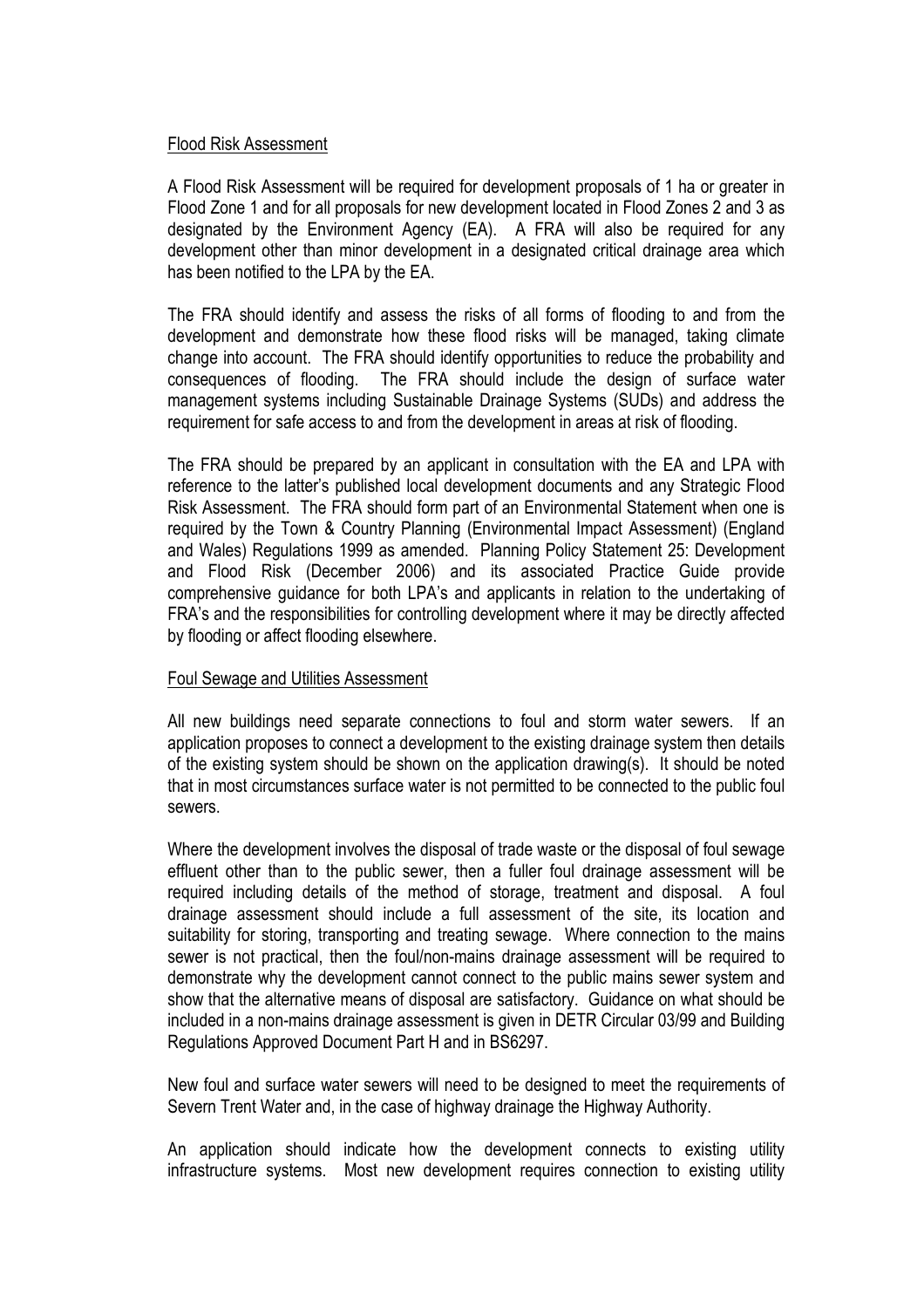## Flood Risk Assessment

A Flood Risk Assessment will be required for development proposals of 1 ha or greater in Flood Zone 1 and for all proposals for new development located in Flood Zones 2 and 3 as designated by the Environment Agency (EA). A FRA will also be required for any development other than minor development in a designated critical drainage area which has been notified to the LPA by the EA.

The FRA should identify and assess the risks of all forms of flooding to and from the development and demonstrate how these flood risks will be managed, taking climate change into account. The FRA should identify opportunities to reduce the probability and consequences of flooding. The FRA should include the design of surface water management systems including Sustainable Drainage Systems (SUDs) and address the requirement for safe access to and from the development in areas at risk of flooding.

The FRA should be prepared by an applicant in consultation with the EA and LPA with reference to the latter's published local development documents and any Strategic Flood Risk Assessment. The FRA should form part of an Environmental Statement when one is required by the Town & Country Planning (Environmental Impact Assessment) (England and Wales) Regulations 1999 as amended. Planning Policy Statement 25: Development and Flood Risk (December 2006) and its associated Practice Guide provide comprehensive guidance for both LPA's and applicants in relation to the undertaking of FRA's and the responsibilities for controlling development where it may be directly affected by flooding or affect flooding elsewhere.

## Foul Sewage and Utilities Assessment

All new buildings need separate connections to foul and storm water sewers. If an application proposes to connect a development to the existing drainage system then details of the existing system should be shown on the application drawing(s). It should be noted that in most circumstances surface water is not permitted to be connected to the public foul sewers.

Where the development involves the disposal of trade waste or the disposal of foul sewage effluent other than to the public sewer, then a fuller foul drainage assessment will be required including details of the method of storage, treatment and disposal. A foul drainage assessment should include a full assessment of the site, its location and suitability for storing, transporting and treating sewage. Where connection to the mains sewer is not practical, then the foul/non-mains drainage assessment will be required to demonstrate why the development cannot connect to the public mains sewer system and show that the alternative means of disposal are satisfactory. Guidance on what should be included in a non-mains drainage assessment is given in DETR Circular 03/99 and Building Regulations Approved Document Part H and in BS6297.

New foul and surface water sewers will need to be designed to meet the requirements of Severn Trent Water and, in the case of highway drainage the Highway Authority.

An application should indicate how the development connects to existing utility infrastructure systems. Most new development requires connection to existing utility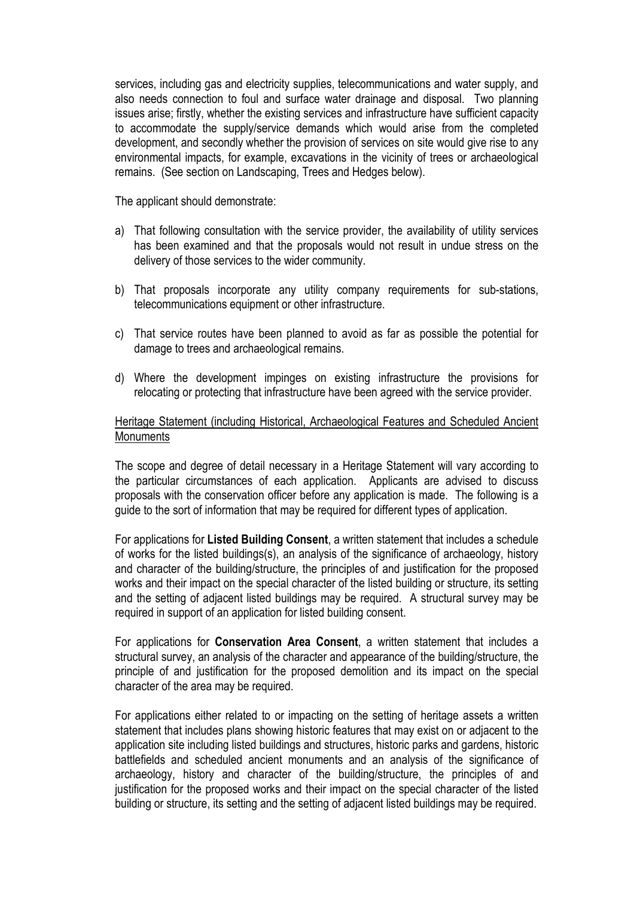services, including gas and electricity supplies, telecommunications and water supply, and also needs connection to foul and surface water drainage and disposal. Two planning issues arise; firstly, whether the existing services and infrastructure have sufficient capacity to accommodate the supply/service demands which would arise from the completed development, and secondly whether the provision of services on site would give rise to any environmental impacts, for example, excavations in the vicinity of trees or archaeological remains. (See section on Landscaping, Trees and Hedges below).

The applicant should demonstrate:

a) That following consultation with the service provider, the availability of utility services has been examined and that the proposals would not result in undue stress on the delivery of those services to the wider community.

b) That proposals incorporate any utility company requirements for sub-stations, telecommunications equipment or other infrastructure.

c) That service routes have been planned to avoid as far as possible the potential for damage to trees and archaeological remains.

d) Where the development impinges on existing infrastructure the provisions for relocating or protecting that infrastructure have been agreed with the service provider.

<u>Heritage Statement (including Historical, Archaeological Features and Scheduled Ancient Monuments</u>

The scope and degree of detail necessary in a Heritage Statement will vary according to the particular circumstances of each application. Applicants are advised to discuss proposals with the conservation officer before any application is made. The following is a guide to the sort of information that may be required for different types of application.

For applications for **Listed Building Consent**, a written statement that includes a schedule of works for the listed buildings(s), an analysis of the significance of archaeology, history and character of the building/structure, the principles of and justification for the proposed works and their impact on the special character of the listed building or structure, its setting and the setting of adjacent listed buildings may be required. A structural survey may be required in support of an application for listed building consent.

For applications for **Conservation Area Consent**, a written statement that includes a structural survey, an analysis of the character and appearance of the building/structure, the principle of and justification for the proposed demolition and its impact on the special character of the area may be required.

For applications either related to or impacting on the setting of heritage assets a written statement that includes plans showing historic features that may exist on or adjacent to the application site including listed buildings and structures, historic parks and gardens, historic battlefields and scheduled ancient monuments and an analysis of the significance of archaeology, history and character of the building/structure, the principles of and justification for the proposed works and their impact on the special character of the listed building or structure, its setting and the setting of adjacent listed buildings may be required.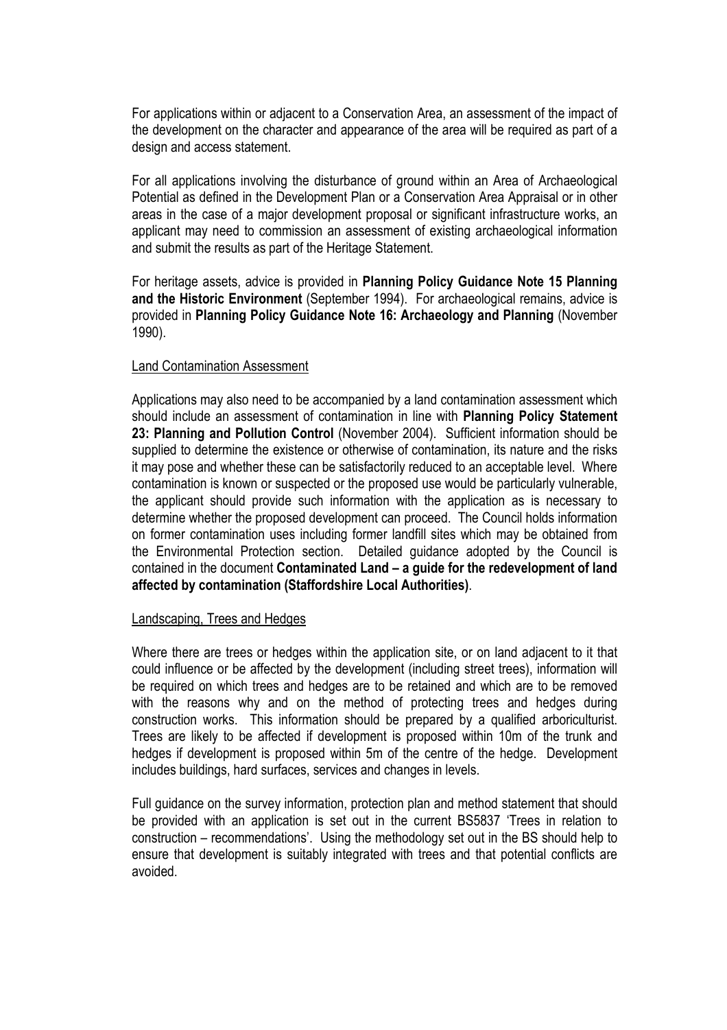For applications within or adjacent to a Conservation Area, an assessment of the impact of the development on the character and appearance of the area will be required as part of a design and access statement.

For all applications involving the disturbance of ground within an Area of Archaeological Potential as defined in the Development Plan or a Conservation Area Appraisal or in other areas in the case of a major development proposal or significant infrastructure works, an applicant may need to commission an assessment of existing archaeological information and submit the results as part of the Heritage Statement.

For heritage assets, advice is provided in **Planning Policy Guidance Note 15 Planning and the Historic Environment** (September 1994). For archaeological remains, advice is provided in **Planning Policy Guidance Note 16: Archaeology and Planning** (November 1990).

<u>Land Contamination Assessment</u>

Applications may also need to be accompanied by a land contamination assessment which should include an assessment of contamination in line with **Planning Policy Statement 23: Planning and Pollution Control** (November 2004). Sufficient information should be supplied to determine the existence or otherwise of contamination, its nature and the risks it may pose and whether these can be satisfactorily reduced to an acceptable level. Where contamination is known or suspected or the proposed use would be particularly vulnerable, the applicant should provide such information with the application as is necessary to determine whether the proposed development can proceed. The Council holds information on former contamination uses including former landfill sites which may be obtained from the Environmental Protection section. Detailed guidance adopted by the Council is contained in the document **Contaminated Land – a guide for the redevelopment of land affected by contamination (Staffordshire Local Authorities)**.

<u>Landscaping, Trees and Hedges</u>

Where there are trees or hedges within the application site, or on land adjacent to it that could influence or be affected by the development (including street trees), information will be required on which trees and hedges are to be retained and which are to be removed with the reasons why and on the method of protecting trees and hedges during construction works. This information should be prepared by a qualified arboriculturist. Trees are likely to be affected if development is proposed within 10m of the trunk and hedges if development is proposed within 5m of the centre of the hedge. Development includes buildings, hard surfaces, services and changes in levels.

Full guidance on the survey information, protection plan and method statement that should be provided with an application is set out in the current BS5837 'Trees in relation to construction – recommendations'. Using the methodology set out in the BS should help to ensure that development is suitably integrated with trees and that potential conflicts are avoided.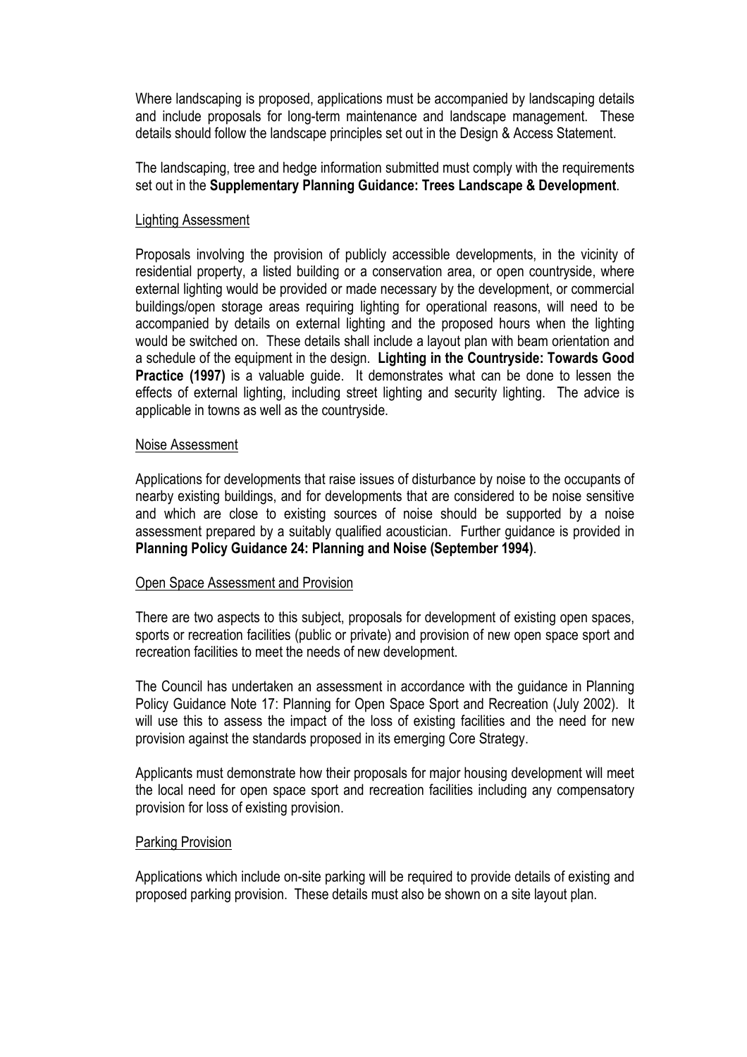Where landscaping is proposed, applications must be accompanied by landscaping details and include proposals for long-term maintenance and landscape management. These details should follow the landscape principles set out in the Design & Access Statement.

The landscaping, tree and hedge information submitted must comply with the requirements set out in the **Supplementary Planning Guidance: Trees Landscape & Development**.

<u>Lighting Assessment</u>

Proposals involving the provision of publicly accessible developments, in the vicinity of residential property, a listed building or a conservation area, or open countryside, where external lighting would be provided or made necessary by the development, or commercial buildings/open storage areas requiring lighting for operational reasons, will need to be accompanied by details on external lighting and the proposed hours when the lighting would be switched on. These details shall include a layout plan with beam orientation and a schedule of the equipment in the design. **Lighting in the Countryside: Towards Good Practice (1997)** is a valuable guide. It demonstrates what can be done to lessen the effects of external lighting, including street lighting and security lighting. The advice is applicable in towns as well as the countryside.

<u>Noise Assessment</u>

Applications for developments that raise issues of disturbance by noise to the occupants of nearby existing buildings, and for developments that are considered to be noise sensitive and which are close to existing sources of noise should be supported by a noise assessment prepared by a suitably qualified acoustician. Further guidance is provided in **Planning Policy Guidance 24: Planning and Noise (September 1994)**.

<u>Open Space Assessment and Provision</u>

There are two aspects to this subject, proposals for development of existing open spaces, sports or recreation facilities (public or private) and provision of new open space sport and recreation facilities to meet the needs of new development.

The Council has undertaken an assessment in accordance with the guidance in Planning Policy Guidance Note 17: Planning for Open Space Sport and Recreation (July 2002). It will use this to assess the impact of the loss of existing facilities and the need for new provision against the standards proposed in its emerging Core Strategy.

Applicants must demonstrate how their proposals for major housing development will meet the local need for open space sport and recreation facilities including any compensatory provision for loss of existing provision.

<u>Parking Provision</u>

Applications which include on-site parking will be required to provide details of existing and proposed parking provision. These details must also be shown on a site layout plan.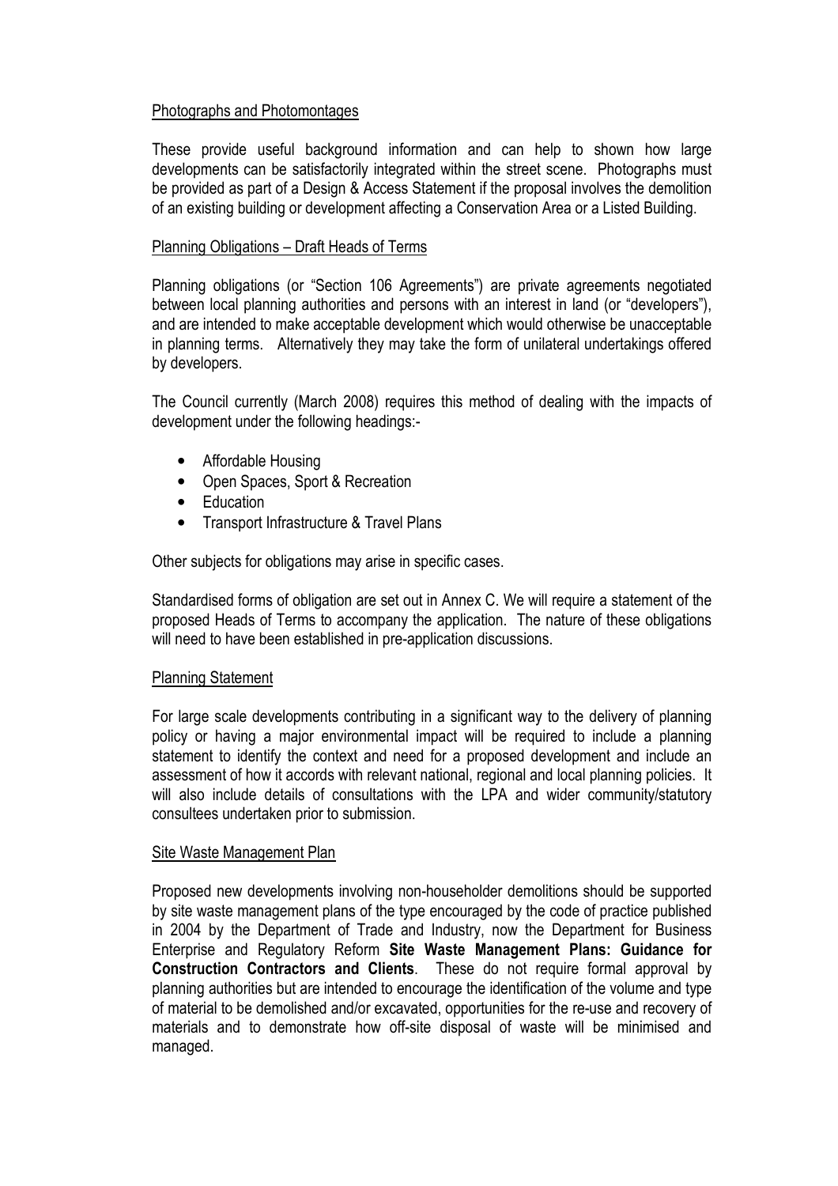## Photographs and Photomontages

These provide useful background information and can help to shown how large developments can be satisfactorily integrated within the street scene. Photographs must be provided as part of a Design & Access Statement if the proposal involves the demolition of an existing building or development affecting a Conservation Area or a Listed Building.

## Planning Obligations – Draft Heads of Terms

Planning obligations (or "Section 106 Agreements") are private agreements negotiated between local planning authorities and persons with an interest in land (or "developers"), and are intended to make acceptable development which would otherwise be unacceptable in planning terms. Alternatively they may take the form of unilateral undertakings offered by developers.

The Council currently (March 2008) requires this method of dealing with the impacts of development under the following headings:-

- Affordable Housing
- Open Spaces, Sport & Recreation
- Education
- Transport Infrastructure & Travel Plans

Other subjects for obligations may arise in specific cases.

Standardised forms of obligation are set out in Annex C. We will require a statement of the proposed Heads of Terms to accompany the application. The nature of these obligations will need to have been established in pre-application discussions.

## Planning Statement

For large scale developments contributing in a significant way to the delivery of planning policy or having a major environmental impact will be required to include a planning statement to identify the context and need for a proposed development and include an assessment of how it accords with relevant national, regional and local planning policies. It will also include details of consultations with the LPA and wider community/statutory consultees undertaken prior to submission.

## Site Waste Management Plan

Proposed new developments involving non-householder demolitions should be supported by site waste management plans of the type encouraged by the code of practice published in 2004 by the Department of Trade and Industry, now the Department for Business Enterprise and Regulatory Reform **Site Waste Management Plans: Guidance for Construction Contractors and Clients**. These do not require formal approval by planning authorities but are intended to encourage the identification of the volume and type of material to be demolished and/or excavated, opportunities for the re-use and recovery of materials and to demonstrate how off-site disposal of waste will be minimised and managed.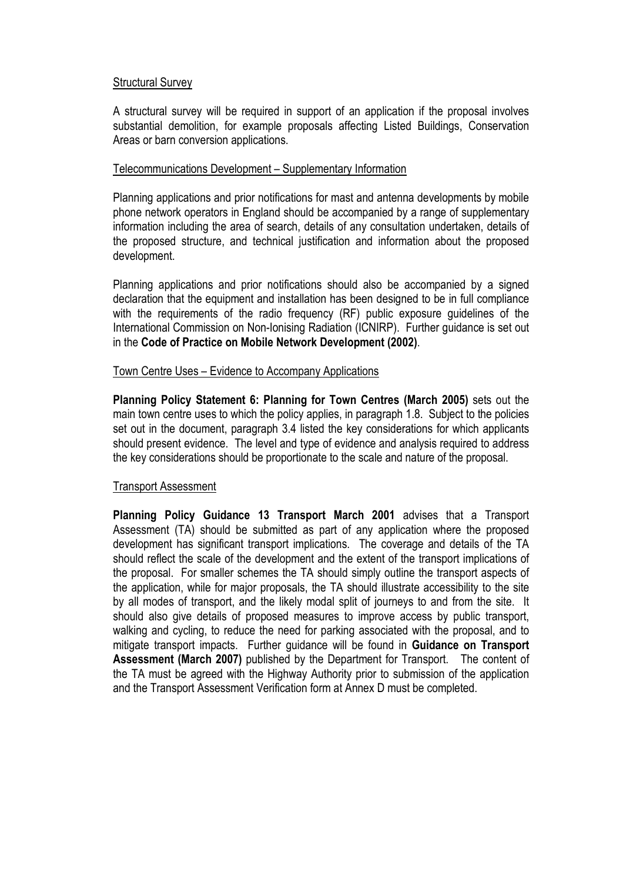## Structural Survey

A structural survey will be required in support of an application if the proposal involves substantial demolition, for example proposals affecting Listed Buildings, Conservation Areas or barn conversion applications.

## Telecommunications Development – Supplementary Information

Planning applications and prior notifications for mast and antenna developments by mobile phone network operators in England should be accompanied by a range of supplementary information including the area of search, details of any consultation undertaken, details of the proposed structure, and technical justification and information about the proposed development.

Planning applications and prior notifications should also be accompanied by a signed declaration that the equipment and installation has been designed to be in full compliance with the requirements of the radio frequency (RF) public exposure guidelines of the International Commission on Non-Ionising Radiation (ICNIRP). Further guidance is set out in the **Code of Practice on Mobile Network Development (2002)**.

## Town Centre Uses – Evidence to Accompany Applications

**Planning Policy Statement 6: Planning for Town Centres (March 2005)** sets out the main town centre uses to which the policy applies, in paragraph 1.8. Subject to the policies set out in the document, paragraph 3.4 listed the key considerations for which applicants should present evidence. The level and type of evidence and analysis required to address the key considerations should be proportionate to the scale and nature of the proposal.

## Transport Assessment

**Planning Policy Guidance 13 Transport March 2001** advises that a Transport Assessment (TA) should be submitted as part of any application where the proposed development has significant transport implications. The coverage and details of the TA should reflect the scale of the development and the extent of the transport implications of the proposal. For smaller schemes the TA should simply outline the transport aspects of the application, while for major proposals, the TA should illustrate accessibility to the site by all modes of transport, and the likely modal split of journeys to and from the site. It should also give details of proposed measures to improve access by public transport, walking and cycling, to reduce the need for parking associated with the proposal, and to mitigate transport impacts. Further guidance will be found in **Guidance on Transport Assessment (March 2007)** published by the Department for Transport. The content of the TA must be agreed with the Highway Authority prior to submission of the application and the Transport Assessment Verification form at Annex D must be completed.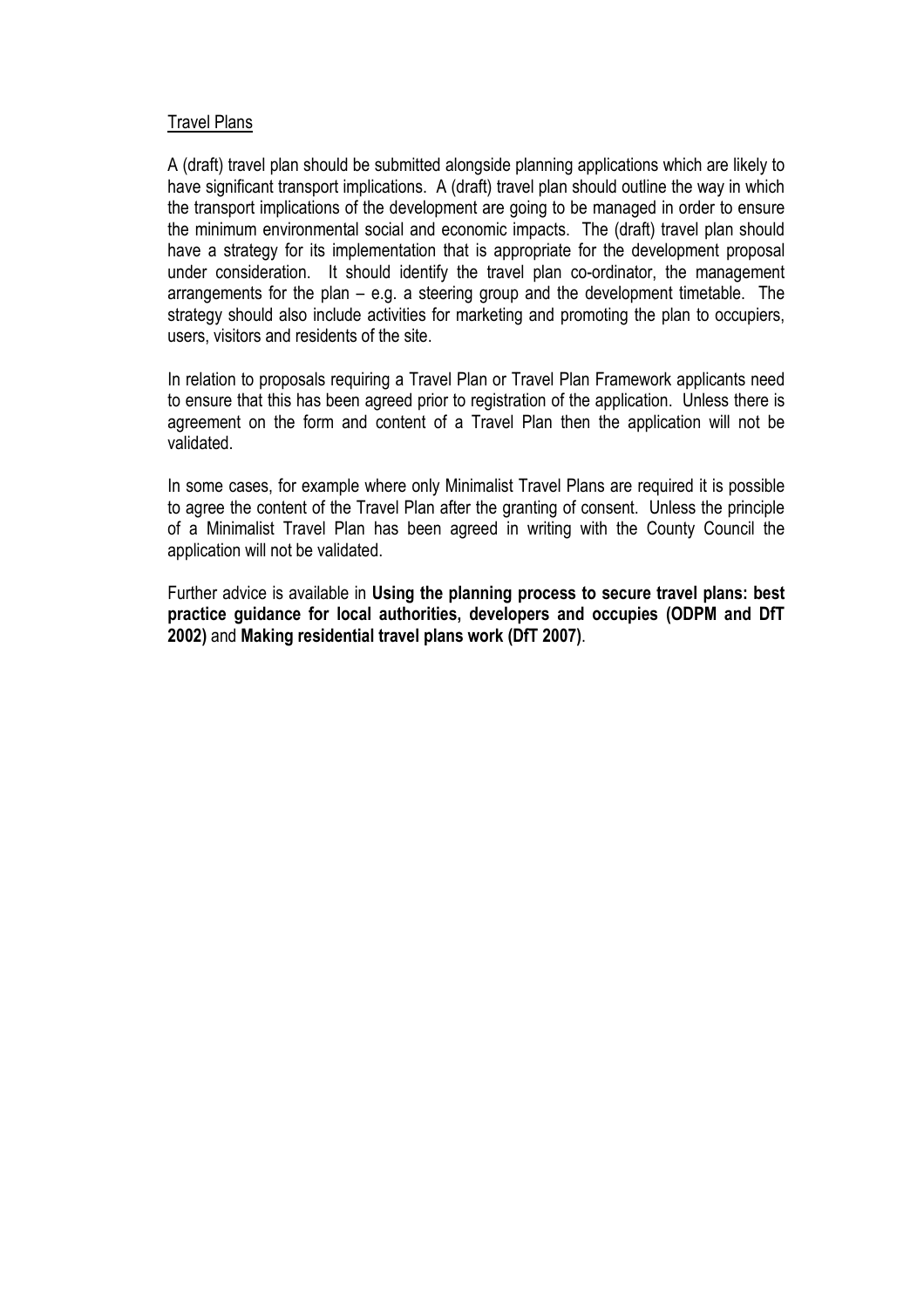Travel Plans

A (draft) travel plan should be submitted alongside planning applications which are likely to have significant transport implications. A (draft) travel plan should outline the way in which the transport implications of the development are going to be managed in order to ensure the minimum environmental social and economic impacts. The (draft) travel plan should have a strategy for its implementation that is appropriate for the development proposal under consideration. It should identify the travel plan co-ordinator, the management arrangements for the plan – e.g. a steering group and the development timetable. The strategy should also include activities for marketing and promoting the plan to occupiers, users, visitors and residents of the site.

In relation to proposals requiring a Travel Plan or Travel Plan Framework applicants need to ensure that this has been agreed prior to registration of the application. Unless there is agreement on the form and content of a Travel Plan then the application will not be validated.

In some cases, for example where only Minimalist Travel Plans are required it is possible to agree the content of the Travel Plan after the granting of consent. Unless the principle of a Minimalist Travel Plan has been agreed in writing with the County Council the application will not be validated.

Further advice is available in **Using the planning process to secure travel plans: best practice guidance for local authorities, developers and occupies (ODPM and DfT 2002)** and **Making residential travel plans work (DfT 2007)**.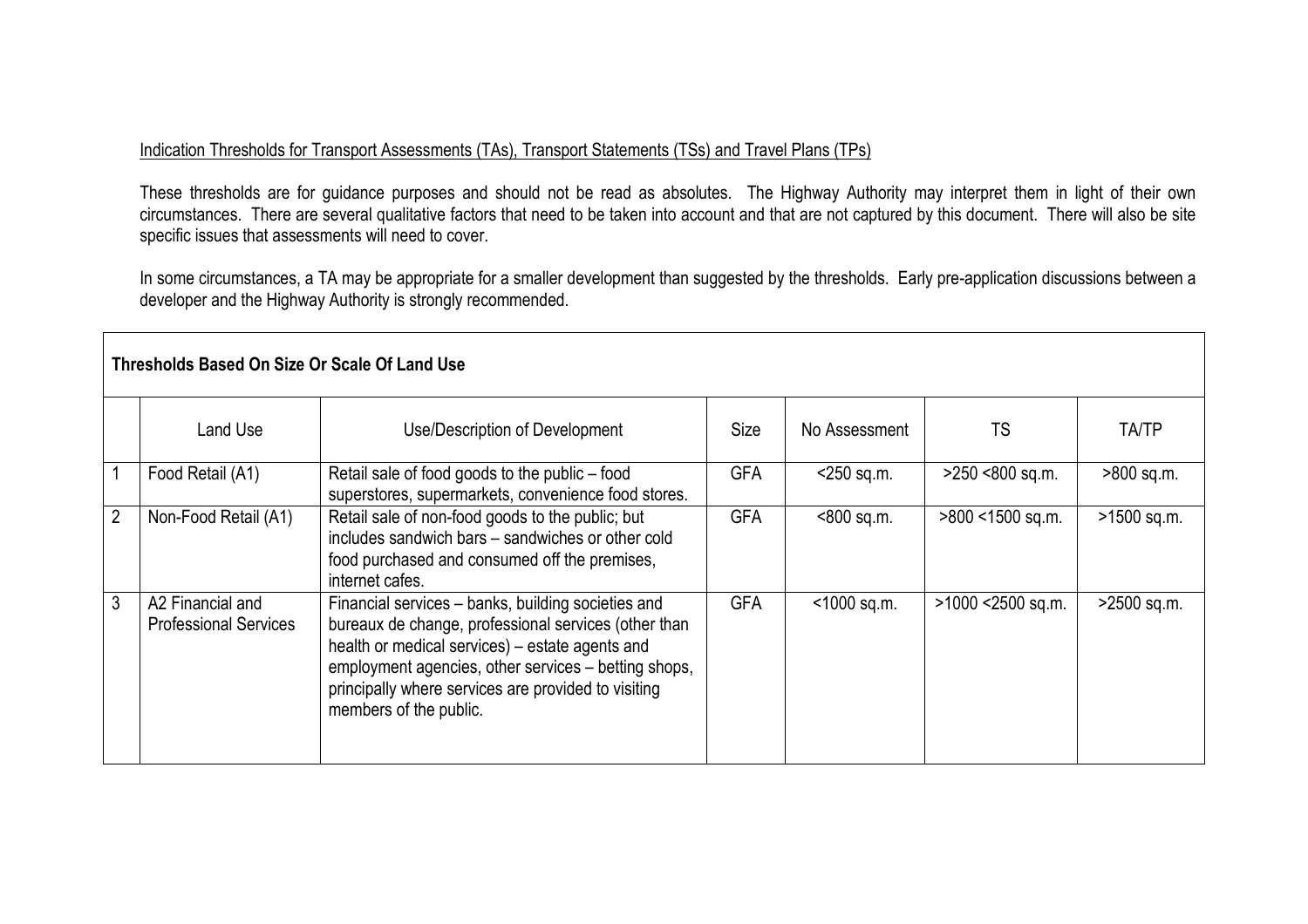Indication Thresholds for Transport Assessments (TAs), Transport Statements (TSs) and Travel Plans (TPs)

These thresholds are for guidance purposes and should not be read as absolutes. The Highway Authority may interpret them in light of their own circumstances. There are several qualitative factors that need to be taken into account and that are not captured by this document. There will also be site specific issues that assessments will need to cover.

In some circumstances, a TA may be appropriate for a smaller development than suggested by the thresholds. Early pre-application discussions between a developer and the Highway Authority is strongly recommended.

**Thresholds Based On Size Or Scale Of Land Use**

| | Land Use | Use/Description of Development | Size | No Assessment | TS | TA/TP |
|---|---|---|---|---|---|---|
| 1 | Food Retail (A1) | Retail sale of food goods to the public – food superstores, supermarkets, convenience food stores. | GFA | <250 sq.m. | >250 <800 sq.m. | >800 sq.m. |
| 2 | Non-Food Retail (A1) | Retail sale of non-food goods to the public; but includes sandwich bars – sandwiches or other cold food purchased and consumed off the premises, internet cafes. | GFA | <800 sq.m. | >800 <1500 sq.m. | >1500 sq.m. |
| 3 | A2 Financial and Professional Services | Financial services – banks, building societies and bureaux de change, professional services (other than health or medical services) – estate agents and employment agencies, other services – betting shops, principally where services are provided to visiting members of the public. | GFA | <1000 sq.m. | >1000 <2500 sq.m. | >2500 sq.m. |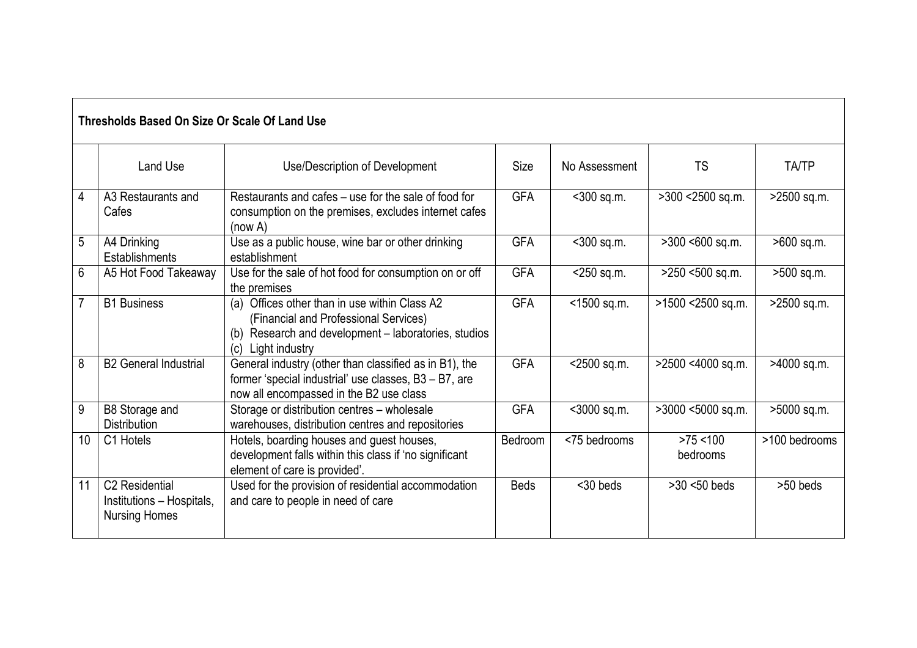| Thresholds Based On Size Or Scale Of Land Use | | | | | | |
|---|---|---|---|---|---|---|
| | Land Use | Use/Description of Development | Size | No Assessment | TS | TA/TP |
| 4 | A3 Restaurants and Cafes | Restaurants and cafes – use for the sale of food for consumption on the premises, excludes internet cafes (now A) | GFA | <300 sq.m. | >300 <2500 sq.m. | >2500 sq.m. |
| 5 | A4 Drinking Establishments | Use as a public house, wine bar or other drinking establishment | GFA | <300 sq.m. | >300 <600 sq.m. | >600 sq.m. |
| 6 | A5 Hot Food Takeaway | Use for the sale of hot food for consumption on or off the premises | GFA | <250 sq.m. | >250 <500 sq.m. | >500 sq.m. |
| 7 | B1 Business | (a) Offices other than in use within Class A2 (Financial and Professional Services)<br>(b) Research and development – laboratories, studios<br>(c) Light industry | GFA | <1500 sq.m. | >1500 <2500 sq.m. | >2500 sq.m. |
| 8 | B2 General Industrial | General industry (other than classified as in B1), the former 'special industrial' use classes, B3 – B7, are now all encompassed in the B2 use class | GFA | <2500 sq.m. | >2500 <4000 sq.m. | >4000 sq.m. |
| 9 | B8 Storage and Distribution | Storage or distribution centres – wholesale warehouses, distribution centres and repositories | GFA | <3000 sq.m. | >3000 <5000 sq.m. | >5000 sq.m. |
| 10 | C1 Hotels | Hotels, boarding houses and guest houses, development falls within this class if 'no significant element of care is provided'. | Bedroom | <75 bedrooms | >75 <100 bedrooms | >100 bedrooms |
| 11 | C2 Residential Institutions – Hospitals, Nursing Homes | Used for the provision of residential accommodation and care to people in need of care | Beds | <30 beds | >30 <50 beds | >50 beds |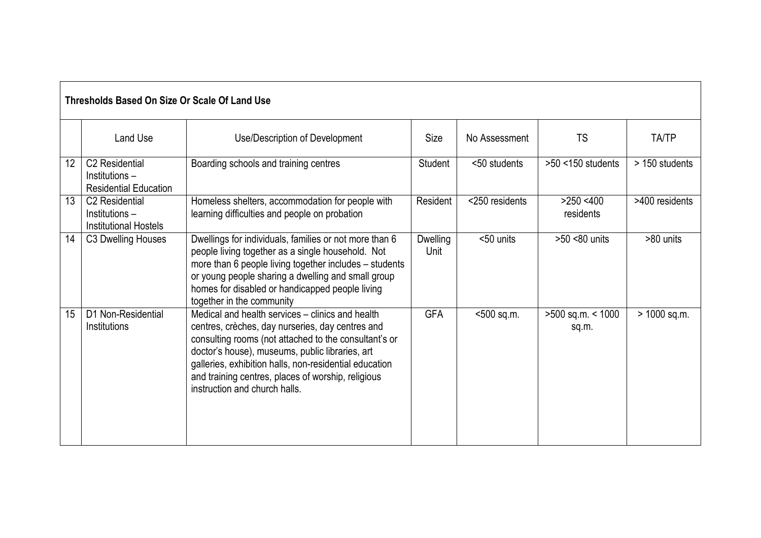| Thresholds Based On Size Or Scale Of Land Use | | | | | | |
|---|---|---|---|---|---|---|
| | Land Use | Use/Description of Development | Size | No Assessment | TS | TA/TP |
| 12 | C2 Residential Institutions – Residential Education | Boarding schools and training centres | Student | <50 students | >50 <150 students | > 150 students |
| 13 | C2 Residential Institutions – Institutional Hostels | Homeless shelters, accommodation for people with learning difficulties and people on probation | Resident | <250 residents | >250 <400 residents | >400 residents |
| 14 | C3 Dwelling Houses | Dwellings for individuals, families or not more than 6 people living together as a single household. Not more than 6 people living together includes – students or young people sharing a dwelling and small group homes for disabled or handicapped people living together in the community | Dwelling Unit | <50 units | >50 <80 units | >80 units |
| 15 | D1 Non-Residential Institutions | Medical and health services – clinics and health centres, crèches, day nurseries, day centres and consulting rooms (not attached to the consultant's or doctor's house), museums, public libraries, art galleries, exhibition halls, non-residential education and training centres, places of worship, religious instruction and church halls. | GFA | <500 sq.m. | >500 sq.m. < 1000 sq.m. | > 1000 sq.m. |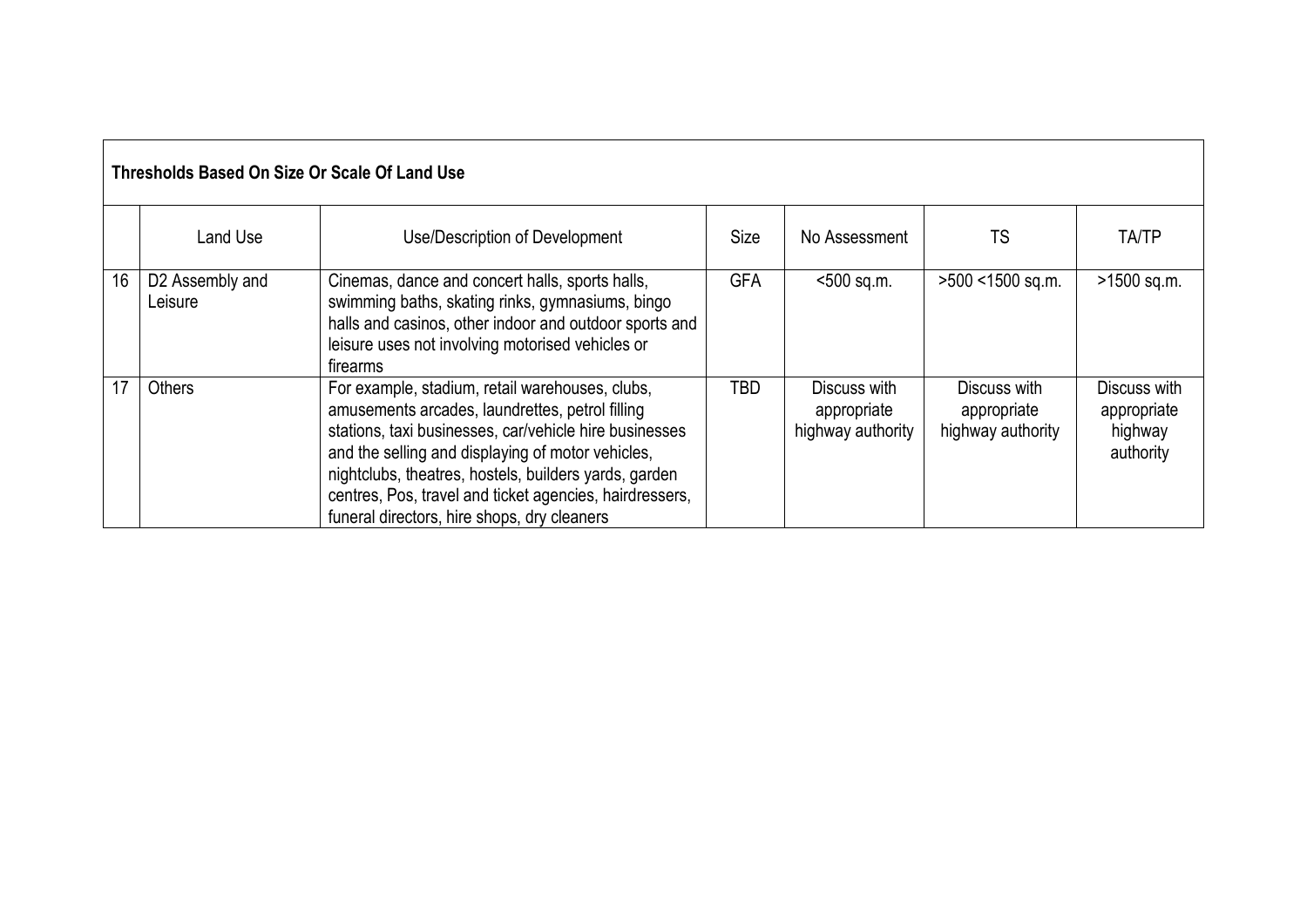| Thresholds Based On Size Or Scale Of Land Use | | | | | | |
|---|---|---|---|---|---|---|
| | Land Use | Use/Description of Development | Size | No Assessment | TS | TA/TP |
| 16 | D2 Assembly and Leisure | Cinemas, dance and concert halls, sports halls, swimming baths, skating rinks, gymnasiums, bingo halls and casinos, other indoor and outdoor sports and leisure uses not involving motorised vehicles or firearms | GFA | <500 sq.m. | >500 <1500 sq.m. | >1500 sq.m. |
| 17 | Others | For example, stadium, retail warehouses, clubs, amusements arcades, laundrettes, petrol filling stations, taxi businesses, car/vehicle hire businesses and the selling and displaying of motor vehicles, nightclubs, theatres, hostels, builders yards, garden centres, Pos, travel and ticket agencies, hairdressers, funeral directors, hire shops, dry cleaners | TBD | Discuss with appropriate highway authority | Discuss with appropriate highway authority | Discuss with appropriate highway authority |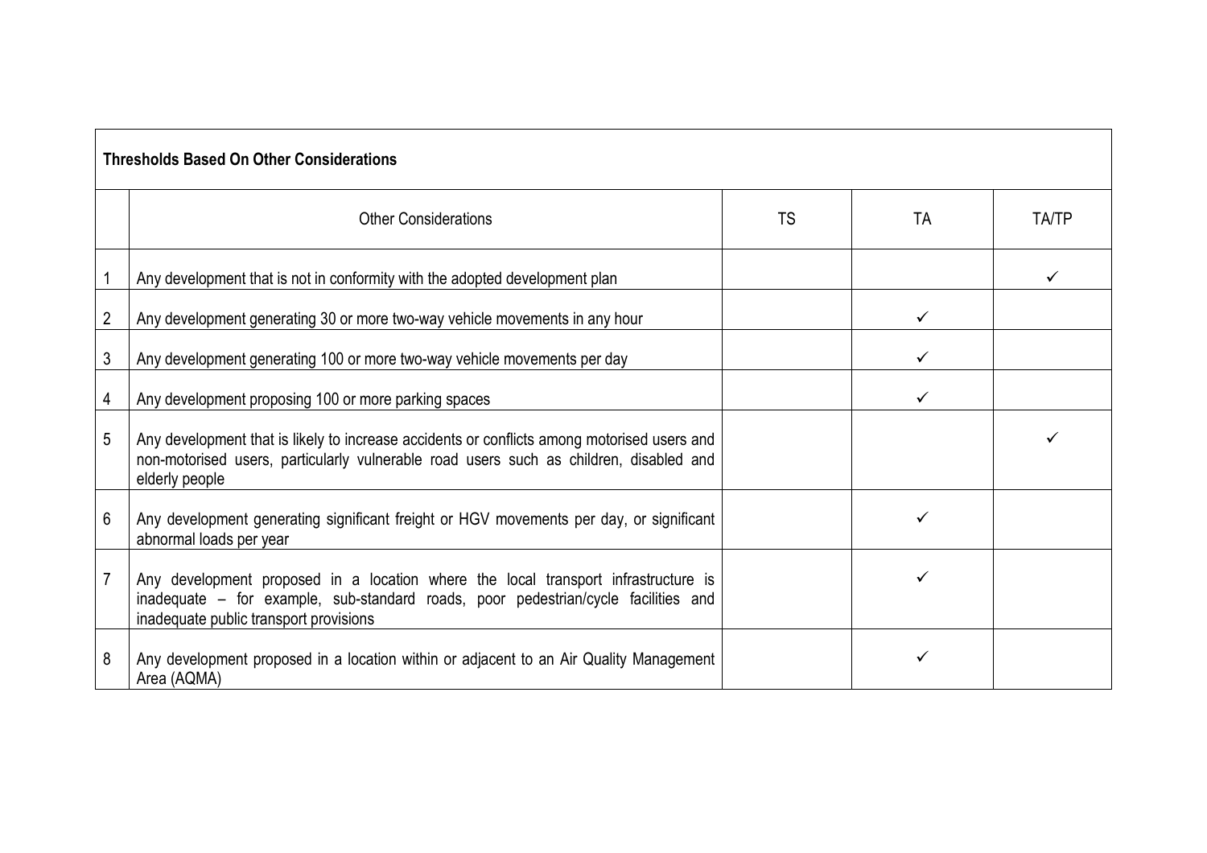| Thresholds Based On Other Considerations | | | | |
|---|---|---|---|---|
| | Other Considerations | TS | TA | TA/TP |
| 1 | Any development that is not in conformity with the adopted development plan | | | ✓ |
| 2 | Any development generating 30 or more two-way vehicle movements in any hour | | ✓ | |
| 3 | Any development generating 100 or more two-way vehicle movements per day | | ✓ | |
| 4 | Any development proposing 100 or more parking spaces | | ✓ | |
| 5 | Any development that is likely to increase accidents or conflicts among motorised users and non-motorised users, particularly vulnerable road users such as children, disabled and elderly people | | | ✓ |
| 6 | Any development generating significant freight or HGV movements per day, or significant abnormal loads per year | | ✓ | |
| 7 | Any development proposed in a location where the local transport infrastructure is inadequate – for example, sub-standard roads, poor pedestrian/cycle facilities and inadequate public transport provisions | | ✓ | |
| 8 | Any development proposed in a location within or adjacent to an Air Quality Management Area (AQMA) | | ✓ | |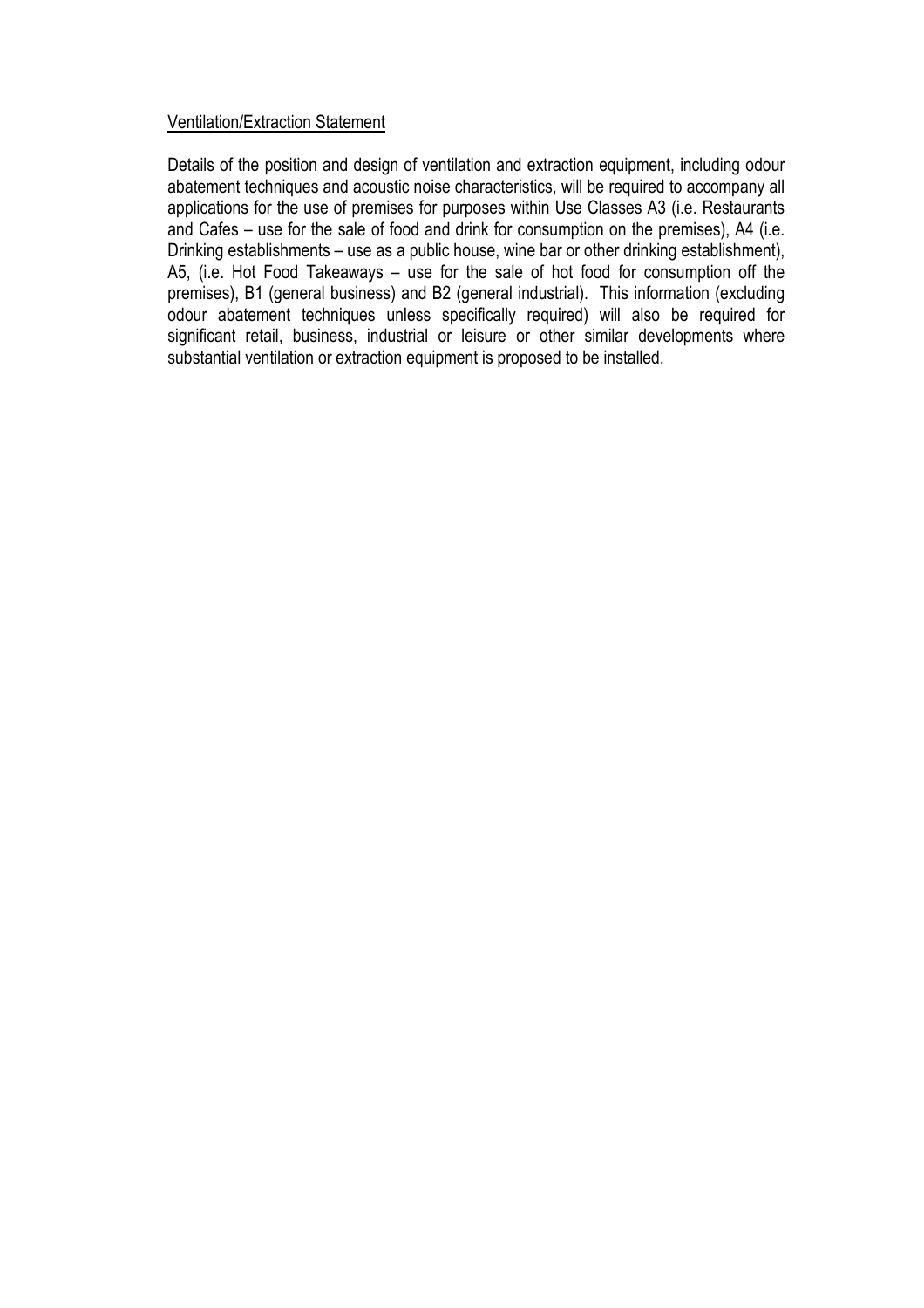## Ventilation/Extraction Statement

Details of the position and design of ventilation and extraction equipment, including odour abatement techniques and acoustic noise characteristics, will be required to accompany all applications for the use of premises for purposes within Use Classes A3 (i.e. Restaurants and Cafes – use for the sale of food and drink for consumption on the premises), A4 (i.e. Drinking establishments – use as a public house, wine bar or other drinking establishment), A5, (i.e. Hot Food Takeaways – use for the sale of hot food for consumption off the premises), B1 (general business) and B2 (general industrial). This information (excluding odour abatement techniques unless specifically required) will also be required for significant retail, business, industrial or leisure or other similar developments where substantial ventilation or extraction equipment is proposed to be installed.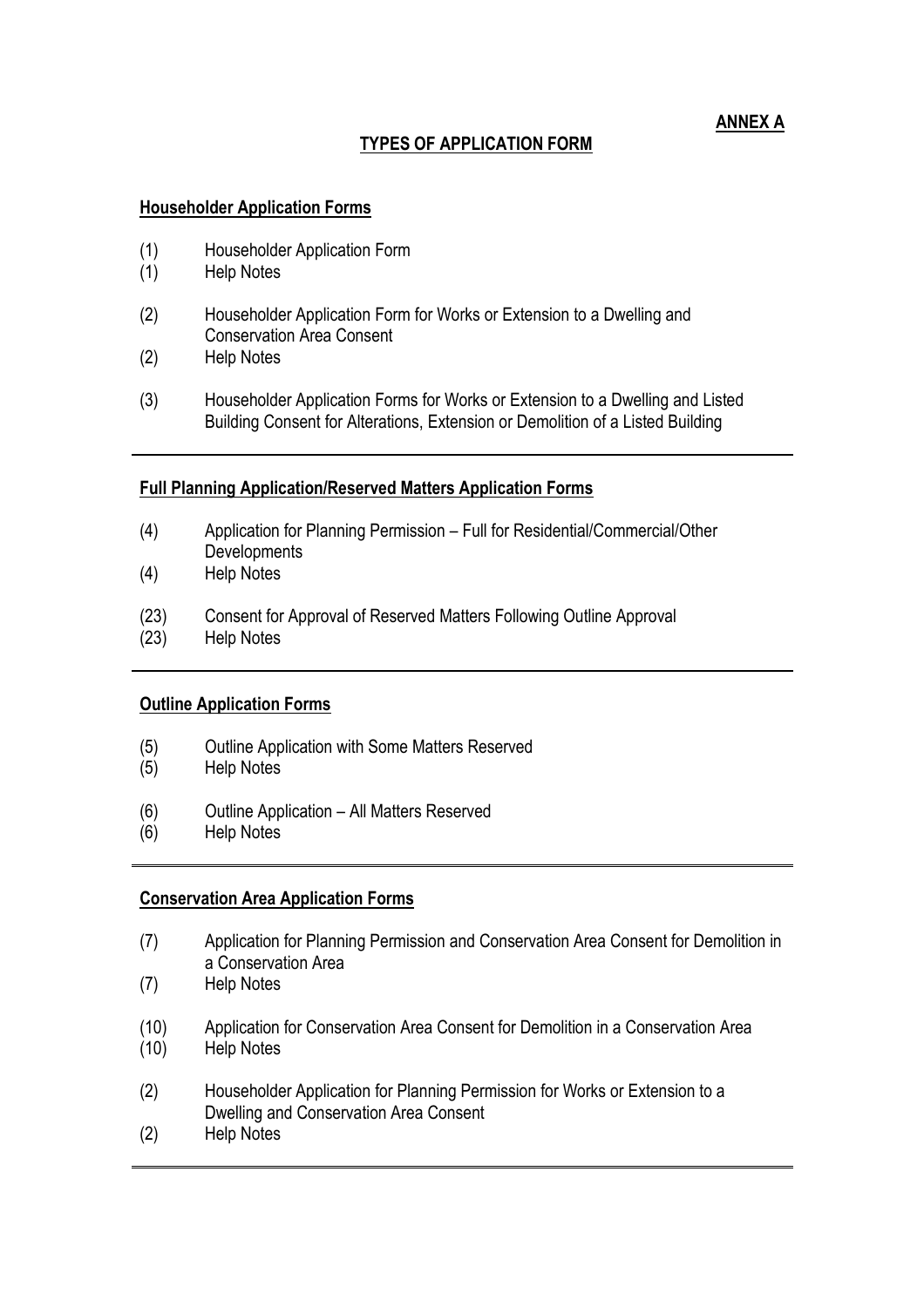**ANNEX A**

## TYPES OF APPLICATION FORM

### Householder Application Forms

(1) Householder Application Form
(1) Help Notes

(2) Householder Application Form for Works or Extension to a Dwelling and Conservation Area Consent
(2) Help Notes

(3) Householder Application Forms for Works or Extension to a Dwelling and Listed Building Consent for Alterations, Extension or Demolition of a Listed Building

---

### Full Planning Application/Reserved Matters Application Forms

(4) Application for Planning Permission – Full for Residential/Commercial/Other Developments
(4) Help Notes

(23) Consent for Approval of Reserved Matters Following Outline Approval
(23) Help Notes

---

### Outline Application Forms

(5) Outline Application with Some Matters Reserved
(5) Help Notes

(6) Outline Application – All Matters Reserved
(6) Help Notes

---

### Conservation Area Application Forms

(7) Application for Planning Permission and Conservation Area Consent for Demolition in a Conservation Area
(7) Help Notes

(10) Application for Conservation Area Consent for Demolition in a Conservation Area
(10) Help Notes

(2) Householder Application for Planning Permission for Works or Extension to a Dwelling and Conservation Area Consent
(2) Help Notes

---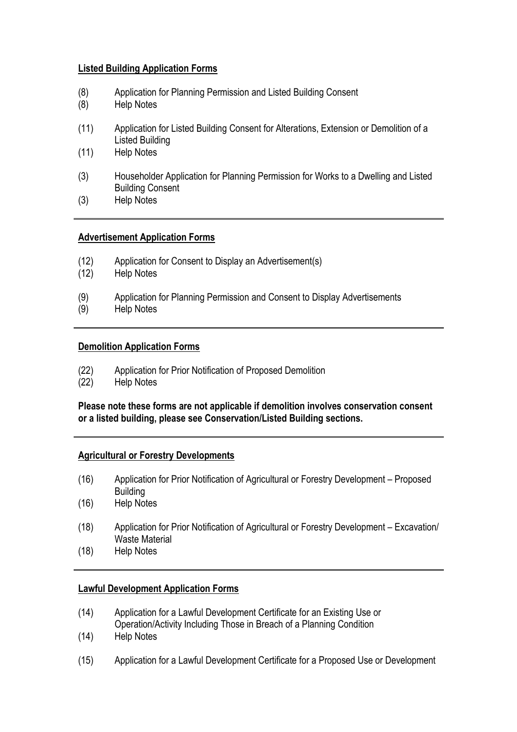**Listed Building Application Forms**

(8) Application for Planning Permission and Listed Building Consent
(8) Help Notes

(11) Application for Listed Building Consent for Alterations, Extension or Demolition of a Listed Building
(11) Help Notes

(3) Householder Application for Planning Permission for Works to a Dwelling and Listed Building Consent
(3) Help Notes

---

**Advertisement Application Forms**

(12) Application for Consent to Display an Advertisement(s)
(12) Help Notes

(9) Application for Planning Permission and Consent to Display Advertisements
(9) Help Notes

---

**Demolition Application Forms**

(22) Application for Prior Notification of Proposed Demolition
(22) Help Notes

**Please note these forms are not applicable if demolition involves conservation consent or a listed building, please see Conservation/Listed Building sections.**

---

**Agricultural or Forestry Developments**

(16) Application for Prior Notification of Agricultural or Forestry Development – Proposed Building
(16) Help Notes

(18) Application for Prior Notification of Agricultural or Forestry Development – Excavation/ Waste Material
(18) Help Notes

---

**Lawful Development Application Forms**

(14) Application for a Lawful Development Certificate for an Existing Use or Operation/Activity Including Those in Breach of a Planning Condition
(14) Help Notes

(15) Application for a Lawful Development Certificate for a Proposed Use or Development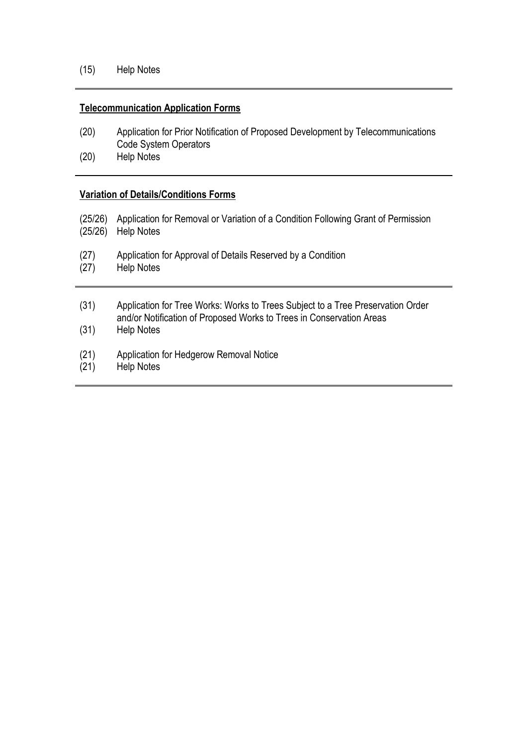(15) Help Notes

---

**Telecommunication Application Forms**

(20) Application for Prior Notification of Proposed Development by Telecommunications Code System Operators
(20) Help Notes

---

**Variation of Details/Conditions Forms**

(25/26) Application for Removal or Variation of a Condition Following Grant of Permission
(25/26) Help Notes

(27) Application for Approval of Details Reserved by a Condition
(27) Help Notes

---

(31) Application for Tree Works: Works to Trees Subject to a Tree Preservation Order and/or Notification of Proposed Works to Trees in Conservation Areas
(31) Help Notes

(21) Application for Hedgerow Removal Notice
(21) Help Notes

---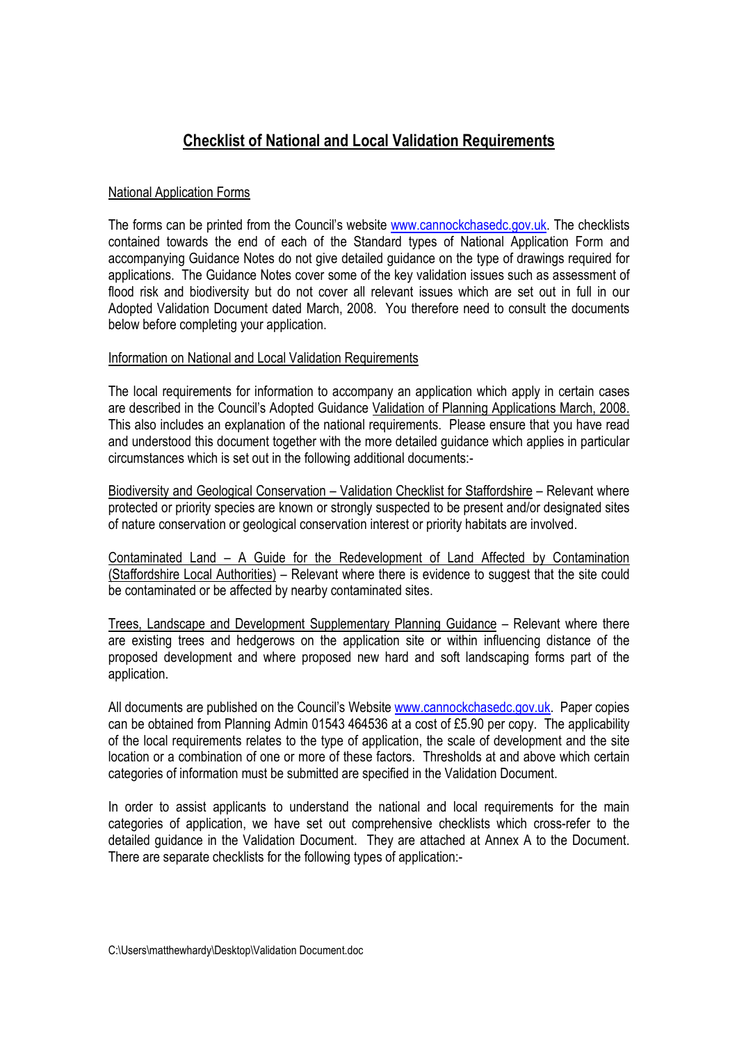# Checklist of National and Local Validation Requirements

National Application Forms

The forms can be printed from the Council's website www.cannockchasedc.gov.uk. The checklists contained towards the end of each of the Standard types of National Application Form and accompanying Guidance Notes do not give detailed guidance on the type of drawings required for applications. The Guidance Notes cover some of the key validation issues such as assessment of flood risk and biodiversity but do not cover all relevant issues which are set out in full in our Adopted Validation Document dated March, 2008. You therefore need to consult the documents below before completing your application.

Information on National and Local Validation Requirements

The local requirements for information to accompany an application which apply in certain cases are described in the Council's Adopted Guidance Validation of Planning Applications March, 2008. This also includes an explanation of the national requirements. Please ensure that you have read and understood this document together with the more detailed guidance which applies in particular circumstances which is set out in the following additional documents:-

Biodiversity and Geological Conservation – Validation Checklist for Staffordshire – Relevant where protected or priority species are known or strongly suspected to be present and/or designated sites of nature conservation or geological conservation interest or priority habitats are involved.

Contaminated Land – A Guide for the Redevelopment of Land Affected by Contamination (Staffordshire Local Authorities) – Relevant where there is evidence to suggest that the site could be contaminated or be affected by nearby contaminated sites.

Trees, Landscape and Development Supplementary Planning Guidance – Relevant where there are existing trees and hedgerows on the application site or within influencing distance of the proposed development and where proposed new hard and soft landscaping forms part of the application.

All documents are published on the Council's Website www.cannockchasedc.gov.uk. Paper copies can be obtained from Planning Admin 01543 464536 at a cost of £5.90 per copy. The applicability of the local requirements relates to the type of application, the scale of development and the site location or a combination of one or more of these factors. Thresholds at and above which certain categories of information must be submitted are specified in the Validation Document.

In order to assist applicants to understand the national and local requirements for the main categories of application, we have set out comprehensive checklists which cross-refer to the detailed guidance in the Validation Document. They are attached at Annex A to the Document. There are separate checklists for the following types of application:-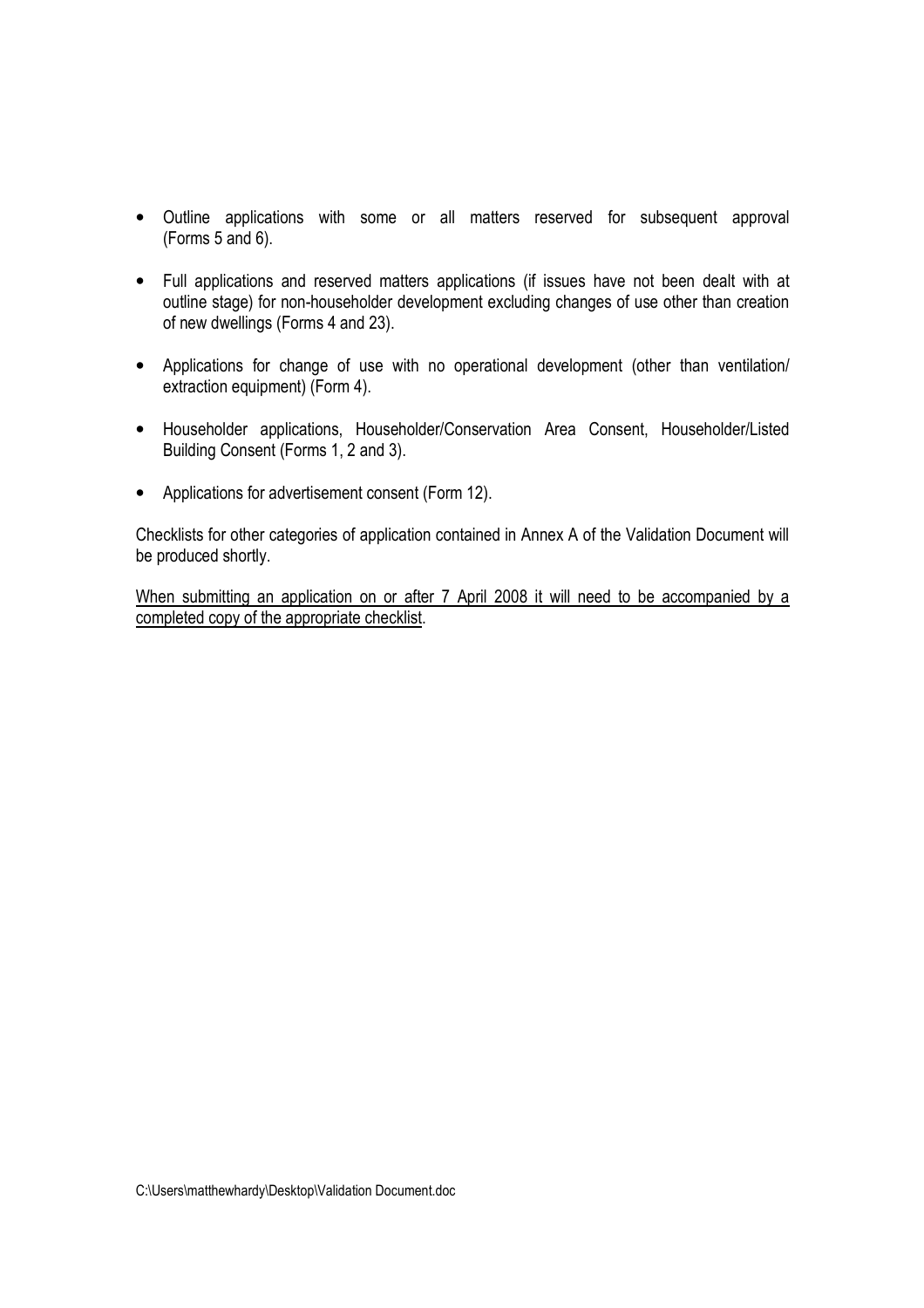- Outline applications with some or all matters reserved for subsequent approval (Forms 5 and 6).

- Full applications and reserved matters applications (if issues have not been dealt with at outline stage) for non-householder development excluding changes of use other than creation of new dwellings (Forms 4 and 23).

- Applications for change of use with no operational development (other than ventilation/ extraction equipment) (Form 4).

- Householder applications, Householder/Conservation Area Consent, Householder/Listed Building Consent (Forms 1, 2 and 3).

- Applications for advertisement consent (Form 12).

Checklists for other categories of application contained in Annex A of the Validation Document will be produced shortly.

<u>When submitting an application on or after 7 April 2008 it will need to be accompanied by a completed copy of the appropriate checklist</u>.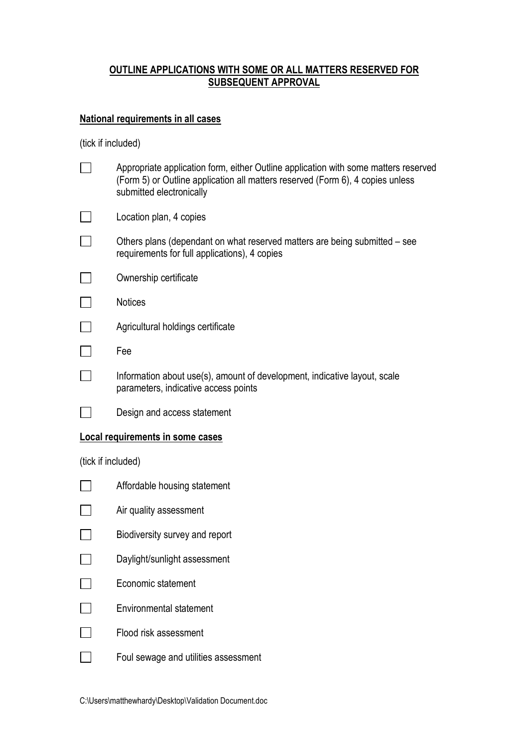## OUTLINE APPLICATIONS WITH SOME OR ALL MATTERS RESERVED FOR SUBSEQUENT APPROVAL

### National requirements in all cases

(tick if included)

- [ ] Appropriate application form, either Outline application with some matters reserved (Form 5) or Outline application all matters reserved (Form 6), 4 copies unless submitted electronically
- [ ] Location plan, 4 copies
- [ ] Others plans (dependant on what reserved matters are being submitted – see requirements for full applications), 4 copies
- [ ] Ownership certificate
- [ ] Notices
- [ ] Agricultural holdings certificate
- [ ] Fee
- [ ] Information about use(s), amount of development, indicative layout, scale parameters, indicative access points
- [ ] Design and access statement

### Local requirements in some cases

(tick if included)

- [ ] Affordable housing statement
- [ ] Air quality assessment
- [ ] Biodiversity survey and report
- [ ] Daylight/sunlight assessment
- [ ] Economic statement
- [ ] Environmental statement
- [ ] Flood risk assessment
- [ ] Foul sewage and utilities assessment

C:\Users\matthewhardy\Desktop\Validation Document.doc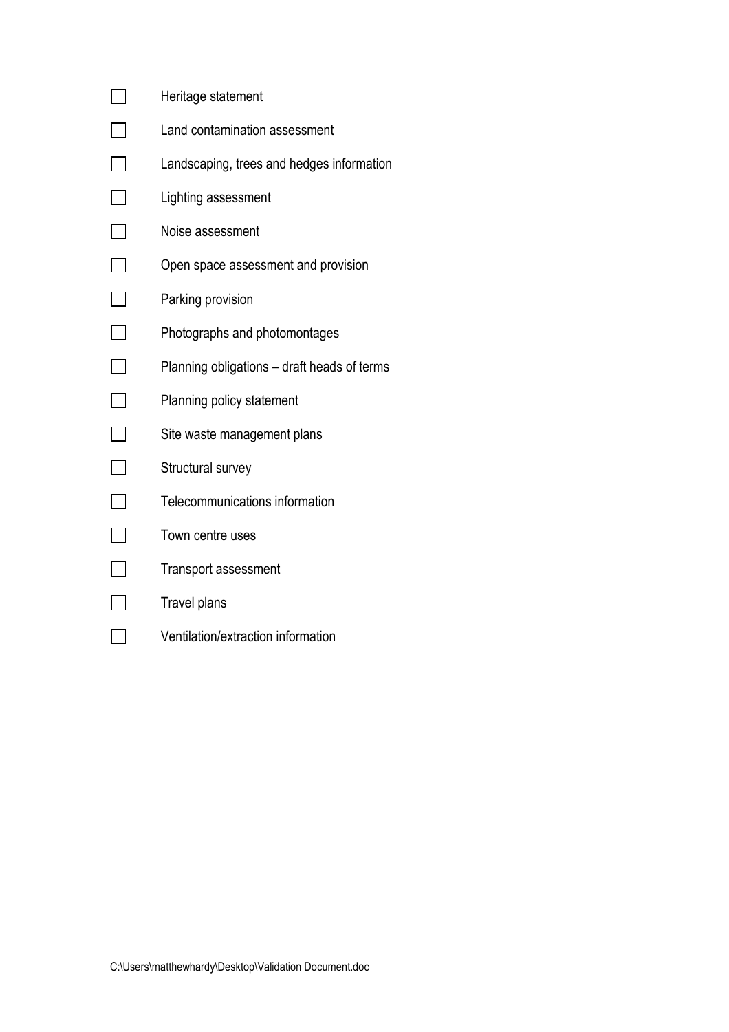- [ ] Heritage statement
- [ ] Land contamination assessment
- [ ] Landscaping, trees and hedges information
- [ ] Lighting assessment
- [ ] Noise assessment
- [ ] Open space assessment and provision
- [ ] Parking provision
- [ ] Photographs and photomontages
- [ ] Planning obligations – draft heads of terms
- [ ] Planning policy statement
- [ ] Site waste management plans
- [ ] Structural survey
- [ ] Telecommunications information
- [ ] Town centre uses
- [ ] Transport assessment
- [ ] Travel plans
- [ ] Ventilation/extraction information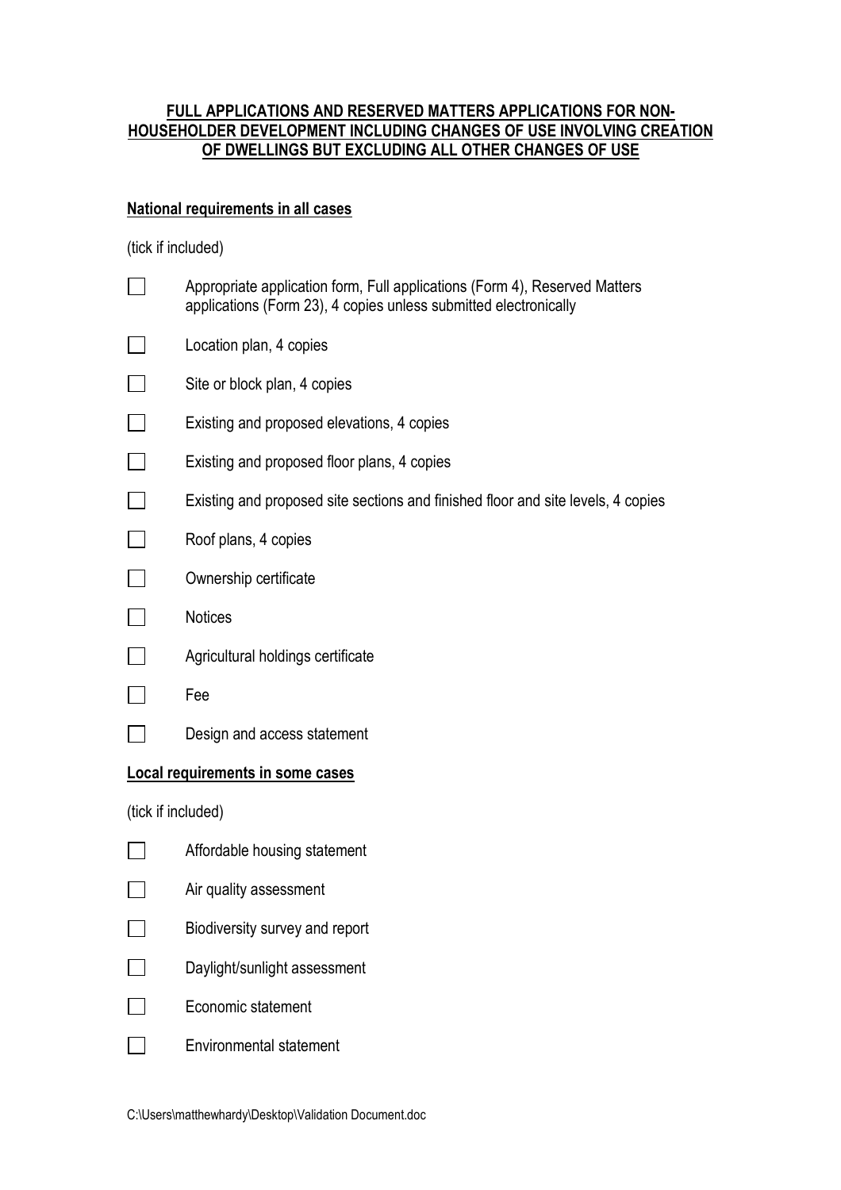**FULL APPLICATIONS AND RESERVED MATTERS APPLICATIONS FOR NON-HOUSEHOLDER DEVELOPMENT INCLUDING CHANGES OF USE INVOLVING CREATION OF DWELLINGS BUT EXCLUDING ALL OTHER CHANGES OF USE**

**National requirements in all cases**

(tick if included)

- ☐ Appropriate application form, Full applications (Form 4), Reserved Matters applications (Form 23), 4 copies unless submitted electronically
- ☐ Location plan, 4 copies
- ☐ Site or block plan, 4 copies
- ☐ Existing and proposed elevations, 4 copies
- ☐ Existing and proposed floor plans, 4 copies
- ☐ Existing and proposed site sections and finished floor and site levels, 4 copies
- ☐ Roof plans, 4 copies
- ☐ Ownership certificate
- ☐ Notices
- ☐ Agricultural holdings certificate
- ☐ Fee
- ☐ Design and access statement

**Local requirements in some cases**

(tick if included)

- ☐ Affordable housing statement
- ☐ Air quality assessment
- ☐ Biodiversity survey and report
- ☐ Daylight/sunlight assessment
- ☐ Economic statement
- ☐ Environmental statement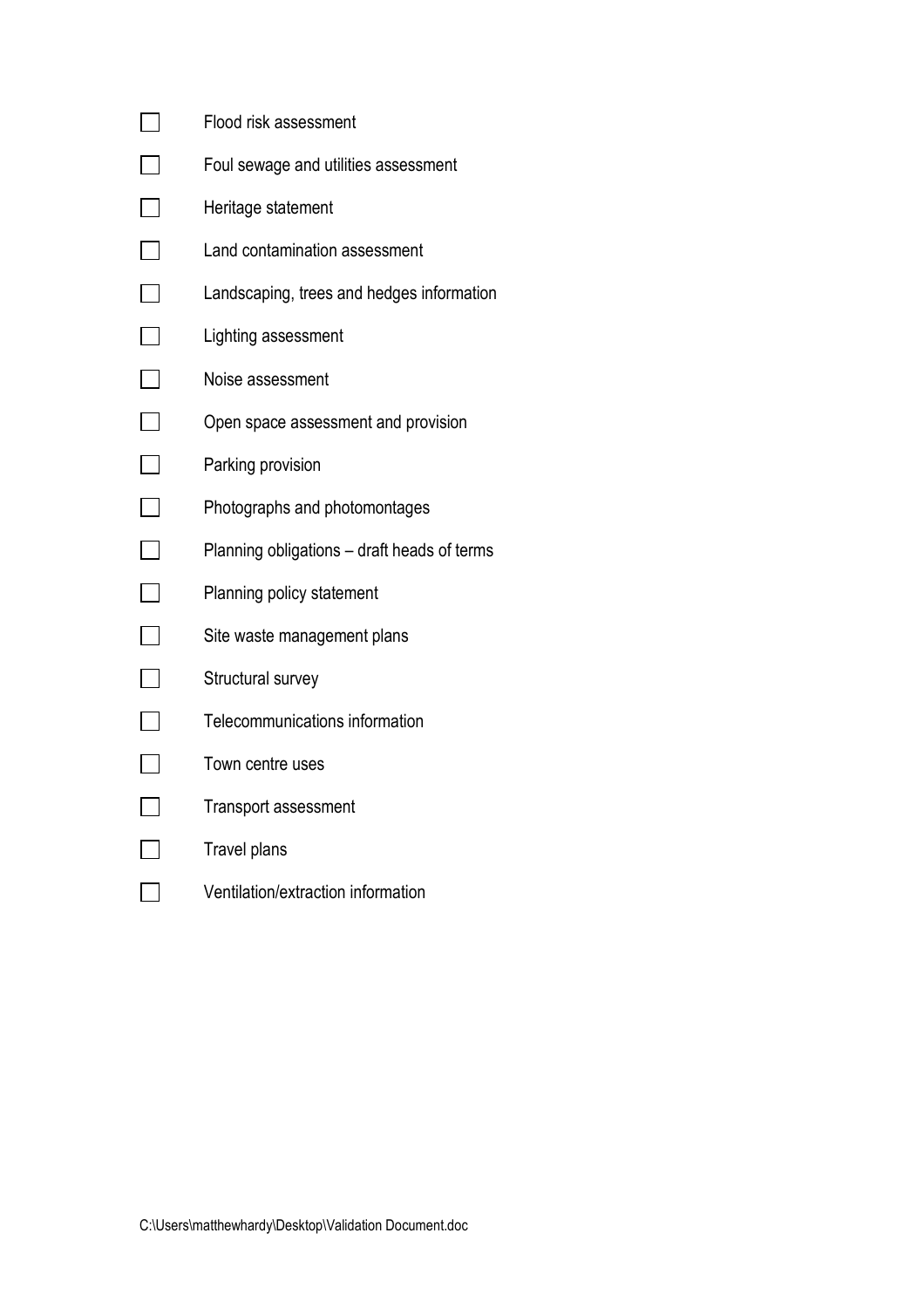- [ ] Flood risk assessment
- [ ] Foul sewage and utilities assessment
- [ ] Heritage statement
- [ ] Land contamination assessment
- [ ] Landscaping, trees and hedges information
- [ ] Lighting assessment
- [ ] Noise assessment
- [ ] Open space assessment and provision
- [ ] Parking provision
- [ ] Photographs and photomontages
- [ ] Planning obligations – draft heads of terms
- [ ] Planning policy statement
- [ ] Site waste management plans
- [ ] Structural survey
- [ ] Telecommunications information
- [ ] Town centre uses
- [ ] Transport assessment
- [ ] Travel plans
- [ ] Ventilation/extraction information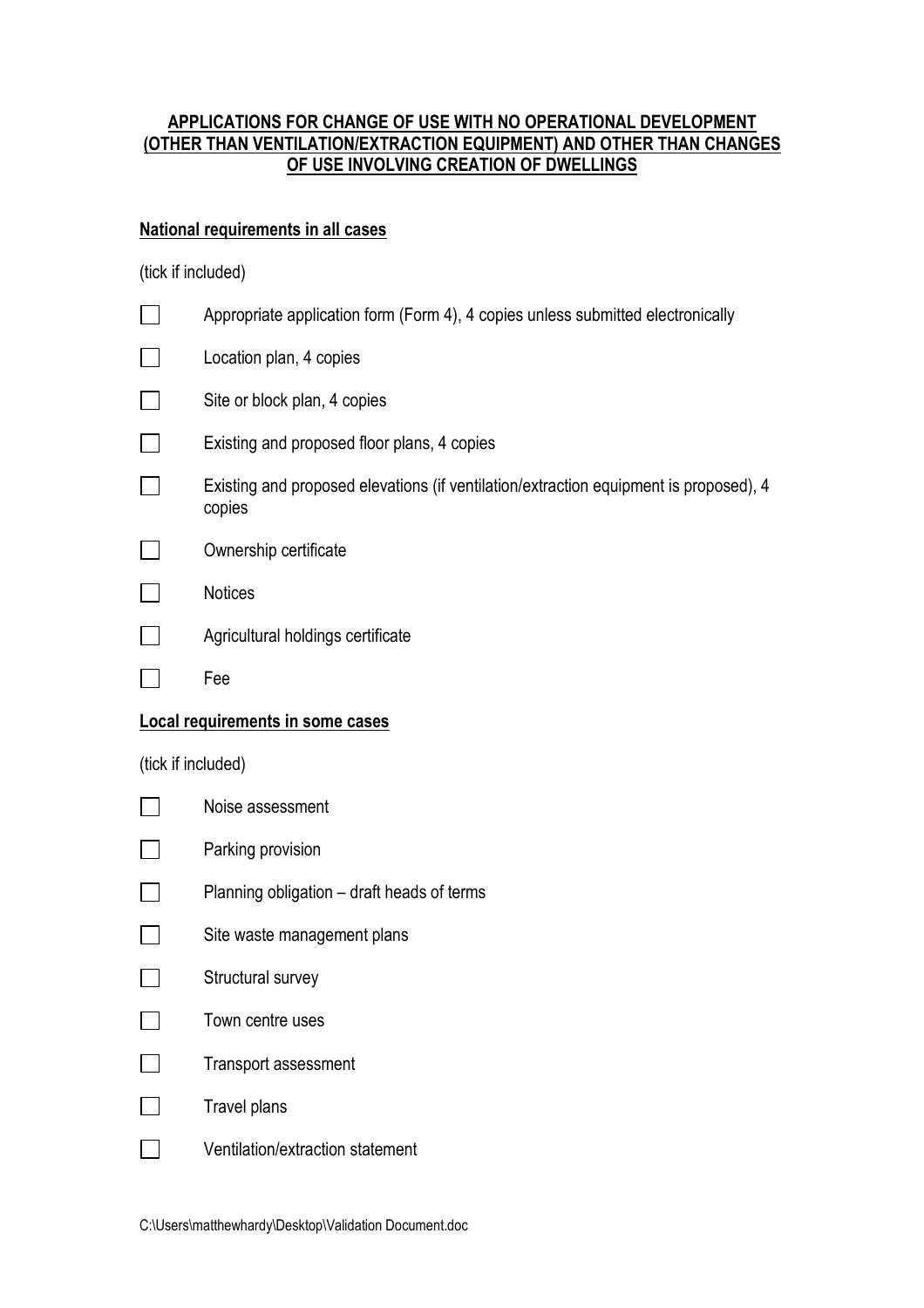## APPLICATIONS FOR CHANGE OF USE WITH NO OPERATIONAL DEVELOPMENT (OTHER THAN VENTILATION/EXTRACTION EQUIPMENT) AND OTHER THAN CHANGES OF USE INVOLVING CREATION OF DWELLINGS

### National requirements in all cases

(tick if included)

- [ ] Appropriate application form (Form 4), 4 copies unless submitted electronically
- [ ] Location plan, 4 copies
- [ ] Site or block plan, 4 copies
- [ ] Existing and proposed floor plans, 4 copies
- [ ] Existing and proposed elevations (if ventilation/extraction equipment is proposed), 4 copies
- [ ] Ownership certificate
- [ ] Notices
- [ ] Agricultural holdings certificate
- [ ] Fee

### Local requirements in some cases

(tick if included)

- [ ] Noise assessment
- [ ] Parking provision
- [ ] Planning obligation – draft heads of terms
- [ ] Site waste management plans
- [ ] Structural survey
- [ ] Town centre uses
- [ ] Transport assessment
- [ ] Travel plans
- [ ] Ventilation/extraction statement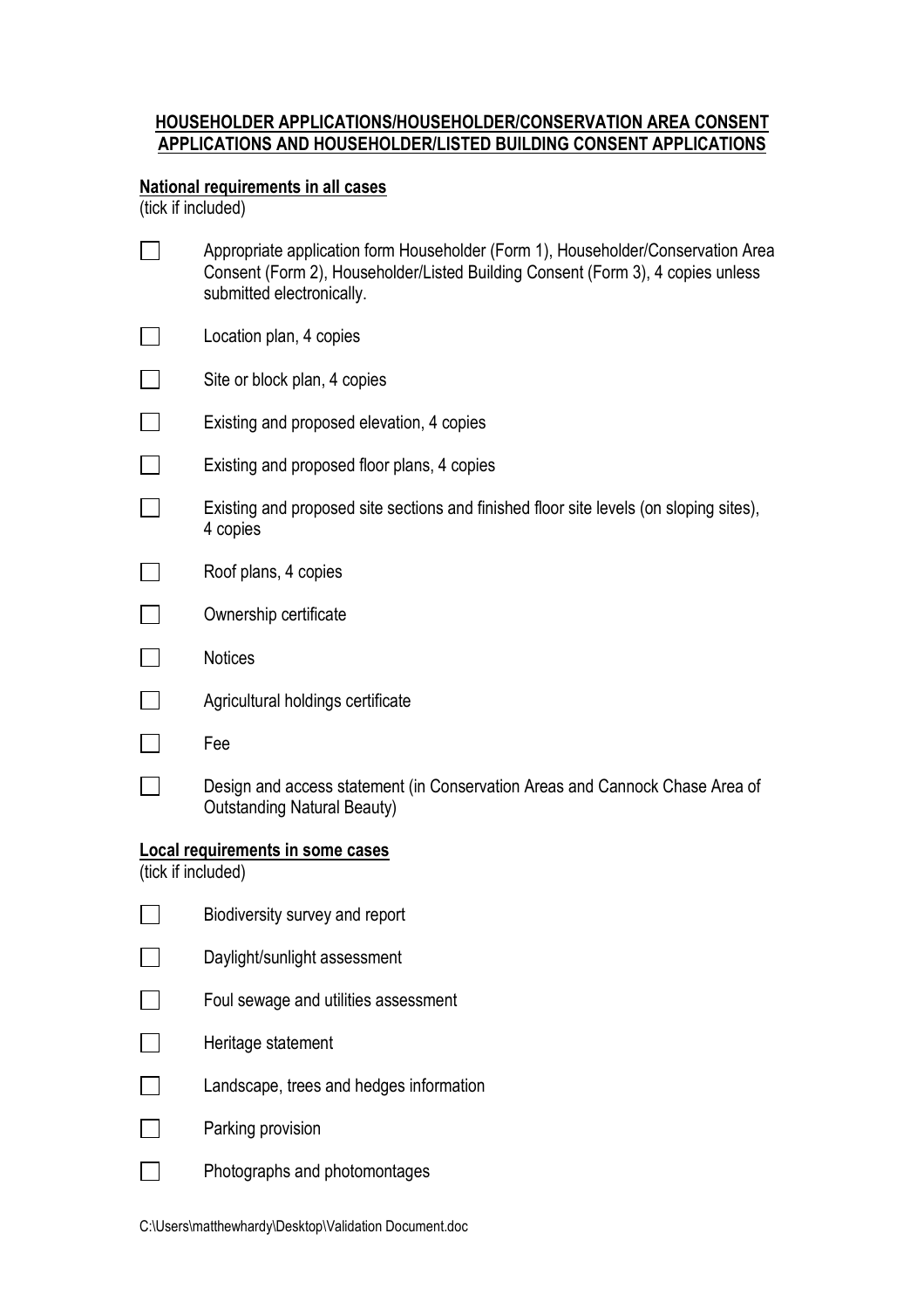## HOUSEHOLDER APPLICATIONS/HOUSEHOLDER/CONSERVATION AREA CONSENT APPLICATIONS AND HOUSEHOLDER/LISTED BUILDING CONSENT APPLICATIONS

**National requirements in all cases**
(tick if included)

- ☐ Appropriate application form Householder (Form 1), Householder/Conservation Area Consent (Form 2), Householder/Listed Building Consent (Form 3), 4 copies unless submitted electronically.
- ☐ Location plan, 4 copies
- ☐ Site or block plan, 4 copies
- ☐ Existing and proposed elevation, 4 copies
- ☐ Existing and proposed floor plans, 4 copies
- ☐ Existing and proposed site sections and finished floor site levels (on sloping sites), 4 copies
- ☐ Roof plans, 4 copies
- ☐ Ownership certificate
- ☐ Notices
- ☐ Agricultural holdings certificate
- ☐ Fee
- ☐ Design and access statement (in Conservation Areas and Cannock Chase Area of Outstanding Natural Beauty)

**Local requirements in some cases**
(tick if included)

- ☐ Biodiversity survey and report
- ☐ Daylight/sunlight assessment
- ☐ Foul sewage and utilities assessment
- ☐ Heritage statement
- ☐ Landscape, trees and hedges information
- ☐ Parking provision
- ☐ Photographs and photomontages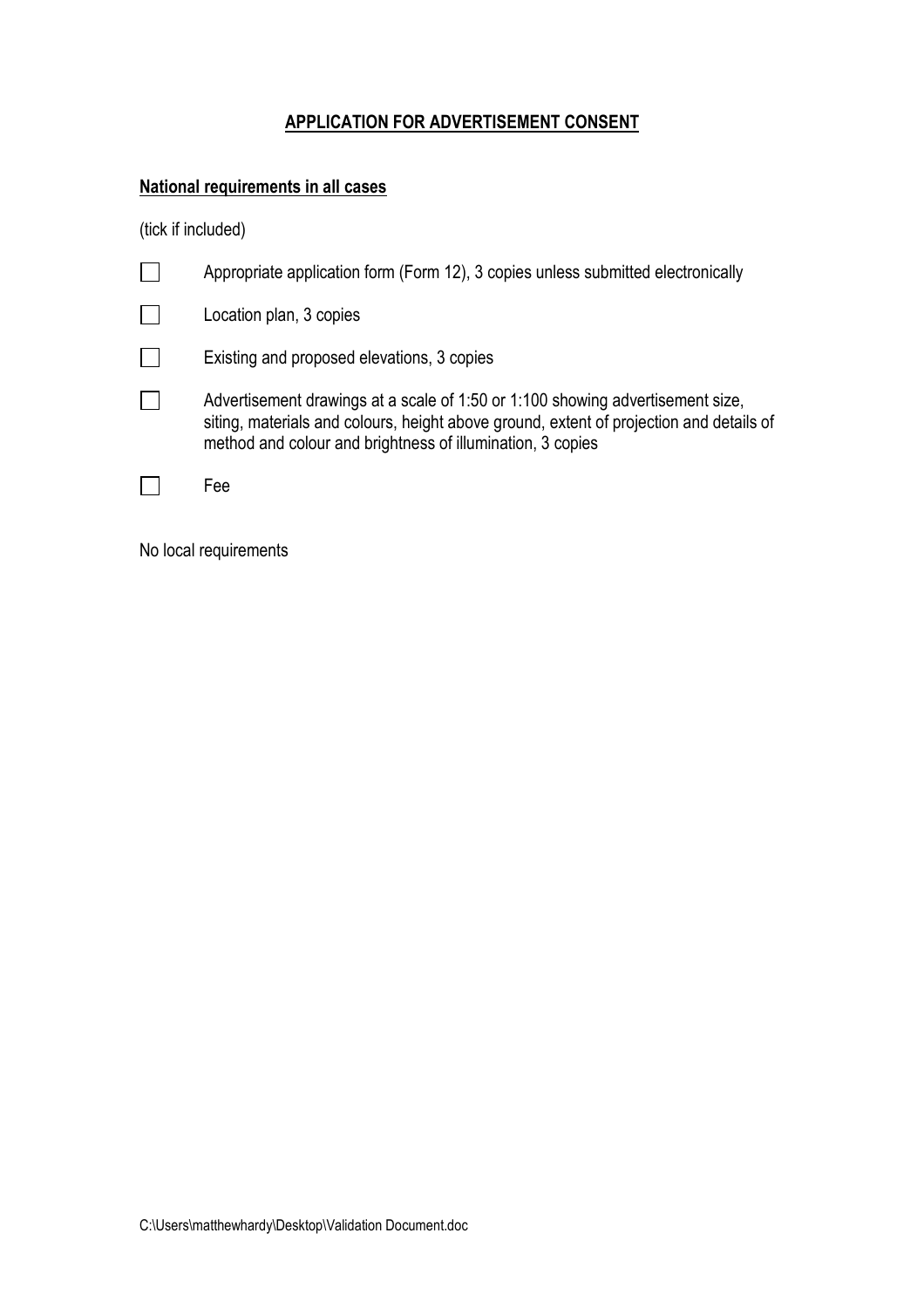## APPLICATION FOR ADVERTISEMENT CONSENT

### National requirements in all cases

(tick if included)

- ☐ Appropriate application form (Form 12), 3 copies unless submitted electronically
- ☐ Location plan, 3 copies
- ☐ Existing and proposed elevations, 3 copies
- ☐ Advertisement drawings at a scale of 1:50 or 1:100 showing advertisement size, siting, materials and colours, height above ground, extent of projection and details of method and colour and brightness of illumination, 3 copies
- ☐ Fee

No local requirements

C:\Users\matthewhardy\Desktop\Validation Document.doc